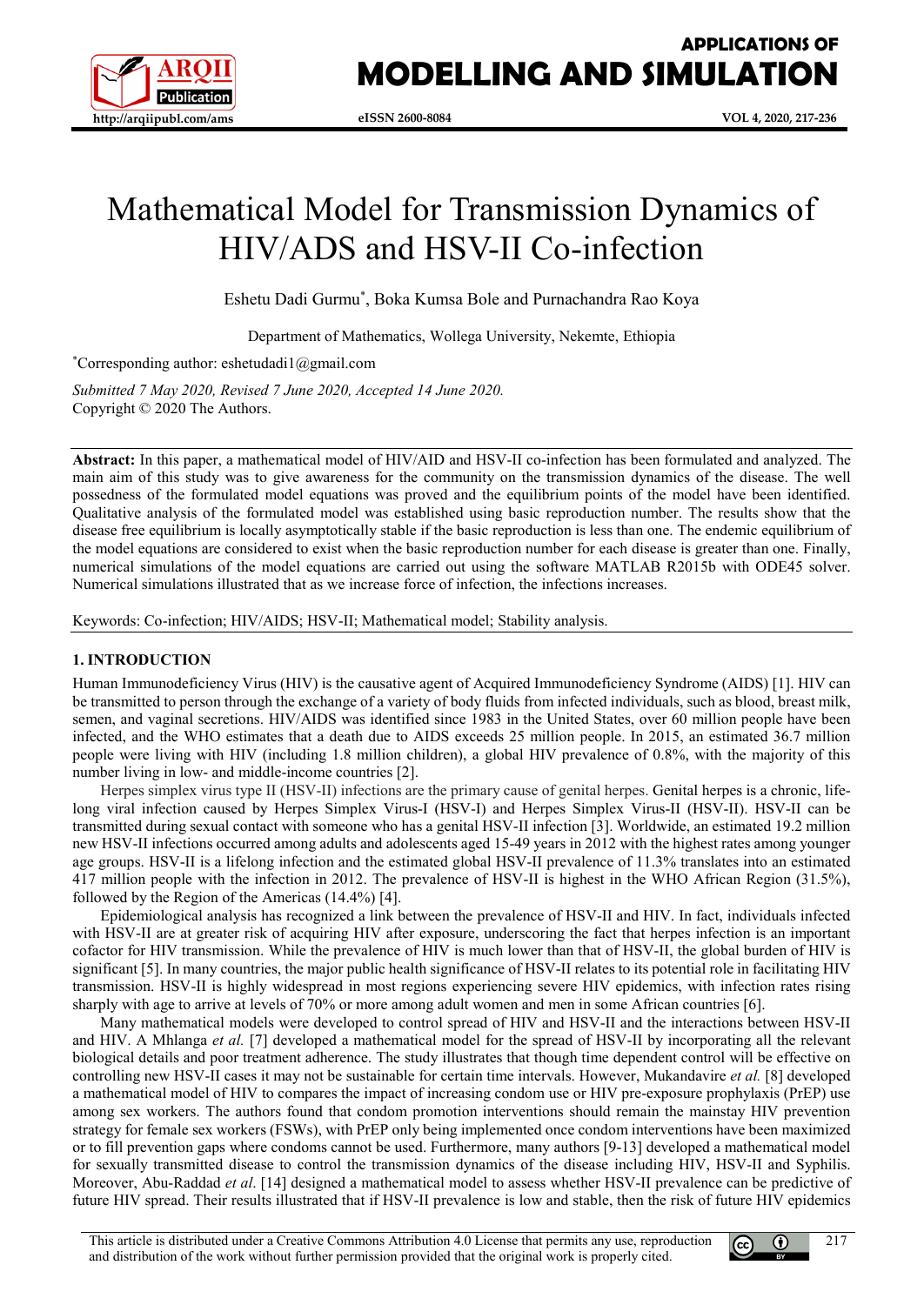# Mathematical Model for Transmission Dynamics of HIV/ADS and HSV-II Co-infection

Eshetu Dadi Gurmu*, Boka Kumsa Bole and Purnachandra Rao Koya

Department of Mathematics, Wollega University, Nekemte, Ethiopia

*Corresponding author: eshetudadi1@gmail.com

*Submitted 7 May 2020, Revised 7 June 2020, Accepted 14 June 2020.*
Copyright © 2020 The Authors.

**Abstract:** In this paper, a mathematical model of HIV/AID and HSV-II co-infection has been formulated and analyzed. The main aim of this study was to give awareness for the community on the transmission dynamics of the disease. The well possedness of the formulated model equations was proved and the equilibrium points of the model have been identified. Qualitative analysis of the formulated model was established using basic reproduction number. The results show that the disease free equilibrium is locally asymptotically stable if the basic reproduction is less than one. The endemic equilibrium of the model equations are considered to exist when the basic reproduction number for each disease is greater than one. Finally, numerical simulations of the model equations are carried out using the software MATLAB R2015b with ODE45 solver. Numerical simulations illustrated that as we increase force of infection, the infections increases.

Keywords: Co-infection; HIV/AIDS; HSV-II; Mathematical model; Stability analysis.

## 1. INTRODUCTION

Human Immunodeficiency Virus (HIV) is the causative agent of Acquired Immunodeficiency Syndrome (AIDS) [1]. HIV can be transmitted to person through the exchange of a variety of body fluids from infected individuals, such as blood, breast milk, semen, and vaginal secretions. HIV/AIDS was identified since 1983 in the United States, over 60 million people have been infected, and the WHO estimates that a death due to AIDS exceeds 25 million people. In 2015, an estimated 36.7 million people were living with HIV (including 1.8 million children), a global HIV prevalence of 0.8%, with the majority of this number living in low- and middle-income countries [2].

Herpes simplex virus type II (HSV-II) infections are the primary cause of genital herpes. Genital herpes is a chronic, life-long viral infection caused by Herpes Simplex Virus-I (HSV-I) and Herpes Simplex Virus-II (HSV-II). HSV-II can be transmitted during sexual contact with someone who has a genital HSV-II infection [3]. Worldwide, an estimated 19.2 million new HSV-II infections occurred among adults and adolescents aged 15-49 years in 2012 with the highest rates among younger age groups. HSV-II is a lifelong infection and the estimated global HSV-II prevalence of 11.3% translates into an estimated 417 million people with the infection in 2012. The prevalence of HSV-II is highest in the WHO African Region (31.5%), followed by the Region of the Americas (14.4%) [4].

Epidemiological analysis has recognized a link between the prevalence of HSV-II and HIV. In fact, individuals infected with HSV-II are at greater risk of acquiring HIV after exposure, underscoring the fact that herpes infection is an important cofactor for HIV transmission. While the prevalence of HIV is much lower than that of HSV-II, the global burden of HIV is significant [5]. In many countries, the major public health significance of HSV-II relates to its potential role in facilitating HIV transmission. HSV-II is highly widespread in most regions experiencing severe HIV epidemics, with infection rates rising sharply with age to arrive at levels of 70% or more among adult women and men in some African countries [6].

Many mathematical models were developed to control spread of HIV and HSV-II and the interactions between HSV-II and HIV. A Mhlanga *et al.* [7] developed a mathematical model for the spread of HSV-II by incorporating all the relevant biological details and poor treatment adherence. The study illustrates that though time dependent control will be effective on controlling new HSV-II cases it may not be sustainable for certain time intervals. However, Mukandavire *et al.* [8] developed a mathematical model of HIV to compares the impact of increasing condom use or HIV pre-exposure prophylaxis (PrEP) use among sex workers. The authors found that condom promotion interventions should remain the mainstay HIV prevention strategy for female sex workers (FSWs), with PrEP only being implemented once condom interventions have been maximized or to fill prevention gaps where condoms cannot be used. Furthermore, many authors [9-13] developed a mathematical model for sexually transmitted disease to control the transmission dynamics of the disease including HIV, HSV-II and Syphilis. Moreover, Abu-Raddad *et al*. [14] designed a mathematical model to assess whether HSV-II prevalence can be predictive of future HIV spread. Their results illustrated that if HSV-II prevalence is low and stable, then the risk of future HIV epidemics

This article is distributed under a Creative Commons Attribution 4.0 License that permits any use, reproduction and distribution of the work without further permission provided that the original work is properly cited.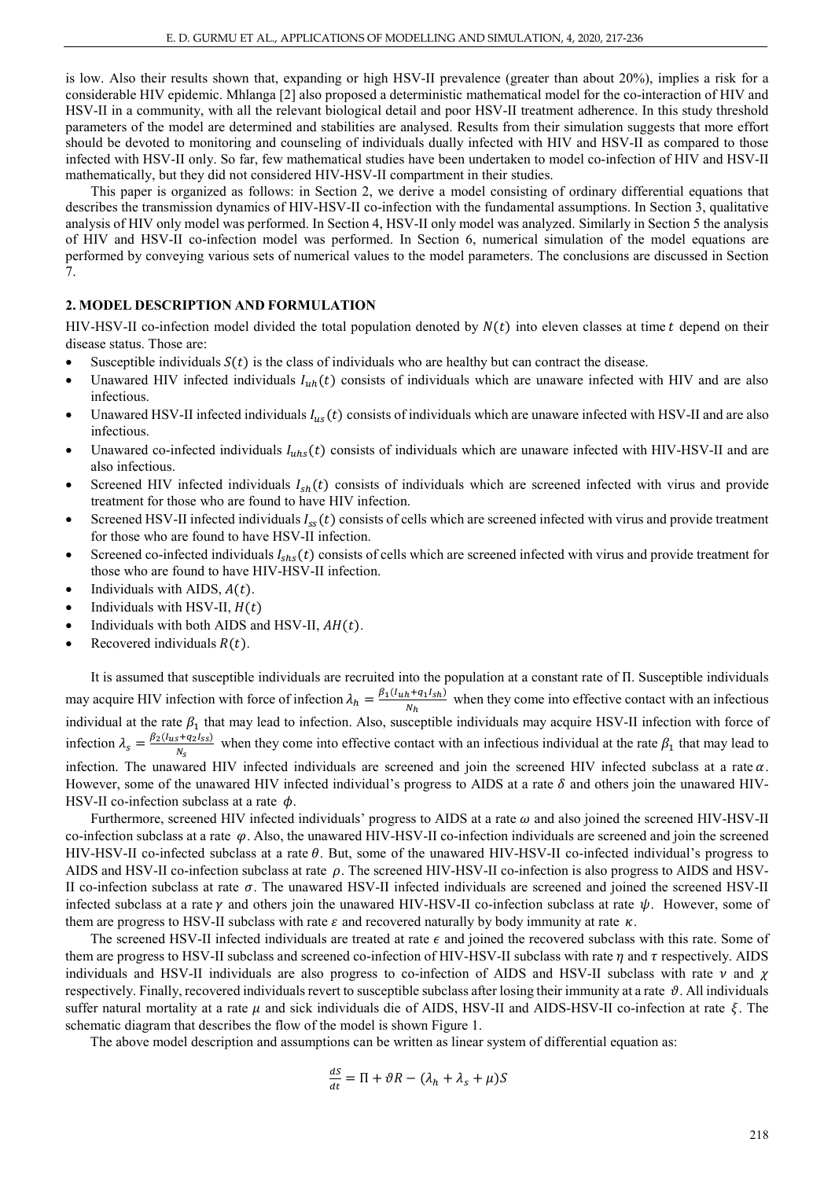is low. Also their results shown that, expanding or high HSV-II prevalence (greater than about 20%), implies a risk for a considerable HIV epidemic. Mhlanga [2] also proposed a deterministic mathematical model for the co-interaction of HIV and HSV-II in a community, with all the relevant biological detail and poor HSV-II treatment adherence. In this study threshold parameters of the model are determined and stabilities are analysed. Results from their simulation suggests that more effort should be devoted to monitoring and counseling of individuals dually infected with HIV and HSV-II as compared to those infected with HSV-II only. So far, few mathematical studies have been undertaken to model co-infection of HIV and HSV-II mathematically, but they did not considered HIV-HSV-II compartment in their studies.

This paper is organized as follows: in Section 2, we derive a model consisting of ordinary differential equations that describes the transmission dynamics of HIV-HSV-II co-infection with the fundamental assumptions. In Section 3, qualitative analysis of HIV only model was performed. In Section 4, HSV-II only model was analyzed. Similarly in Section 5 the analysis of HIV and HSV-II co-infection model was performed. In Section 6, numerical simulation of the model equations are performed by conveying various sets of numerical values to the model parameters. The conclusions are discussed in Section 7.

## 2. MODEL DESCRIPTION AND FORMULATION

HIV-HSV-II co-infection model divided the total population denoted by $N(t)$ into eleven classes at time $t$ depend on their disease status. Those are:

- Susceptible individuals $S(t)$ is the class of individuals who are healthy but can contract the disease.
- Unawared HIV infected individuals $I_{uh}(t)$ consists of individuals which are unaware infected with HIV and are also infectious.
- Unawared HSV-II infected individuals $I_{us}(t)$ consists of individuals which are unaware infected with HSV-II and are also infectious.
- Unawared co-infected individuals $I_{uhs}(t)$ consists of individuals which are unaware infected with HIV-HSV-II and are also infectious.
- Screened HIV infected individuals $I_{sh}(t)$ consists of individuals which are screened infected with virus and provide treatment for those who are found to have HIV infection.
- Screened HSV-II infected individuals $I_{ss}(t)$ consists of cells which are screened infected with virus and provide treatment for those who are found to have HSV-II infection.
- Screened co-infected individuals $I_{shs}(t)$ consists of cells which are screened infected with virus and provide treatment for those who are found to have HIV-HSV-II infection.
- Individuals with AIDS, $A(t)$.
- Individuals with HSV-II, $H(t)$
- Individuals with both AIDS and HSV-II, $AH(t)$.
- Recovered individuals $R(t)$.

It is assumed that susceptible individuals are recruited into the population at a constant rate of $\Pi$. Susceptible individuals may acquire HIV infection with force of infection $\lambda_h = \frac{\beta_1(I_{uh}+q_1 I_{sh})}{N_h}$ when they come into effective contact with an infectious individual at the rate $\beta_1$ that may lead to infection. Also, susceptible individuals may acquire HSV-II infection with force of infection $\lambda_s = \frac{\beta_2(I_{us}+q_2 I_{ss})}{N_s}$ when they come into effective contact with an infectious individual at the rate $\beta_1$ that may lead to infection. The unawared HIV infected individuals are screened and join the screened HIV infected subclass at a rate $\alpha$. However, some of the unawared HIV infected individual's progress to AIDS at a rate $\delta$ and others join the unawared HIV-HSV-II co-infection subclass at a rate $\phi$.

Furthermore, screened HIV infected individuals' progress to AIDS at a rate $\omega$ and also joined the screened HIV-HSV-II co-infection subclass at a rate $\varphi$. Also, the unawared HIV-HSV-II co-infection individuals are screened and join the screened HIV-HSV-II co-infected subclass at a rate $\theta$. But, some of the unawared HIV-HSV-II co-infected individual's progress to AIDS and HSV-II co-infection subclass at rate $\rho$. The screened HIV-HSV-II co-infection is also progress to AIDS and HSV-II co-infection subclass at rate $\sigma$. The unawared HSV-II infected individuals are screened and joined the screened HSV-II infected subclass at a rate $\gamma$ and others join the unawared HIV-HSV-II co-infection subclass at rate $\psi$. However, some of them are progress to HSV-II subclass with rate $\varepsilon$ and recovered naturally by body immunity at rate $\kappa$.

The screened HSV-II infected individuals are treated at rate $\epsilon$ and joined the recovered subclass with this rate. Some of them are progress to HSV-II subclass and screened co-infection of HIV-HSV-II subclass with rate $\eta$ and $\tau$ respectively. AIDS individuals and HSV-II individuals are also progress to co-infection of AIDS and HSV-II subclass with rate $\nu$ and $\chi$ respectively. Finally, recovered individuals revert to susceptible subclass after losing their immunity at a rate $\vartheta$. All individuals suffer natural mortality at a rate $\mu$ and sick individuals die of AIDS, HSV-II and AIDS-HSV-II co-infection at rate $\xi$. The schematic diagram that describes the flow of the model is shown Figure 1.

The above model description and assumptions can be written as linear system of differential equation as:

$$\frac{dS}{dt} = \Pi + \vartheta R - (\lambda_h + \lambda_s + \mu)S$$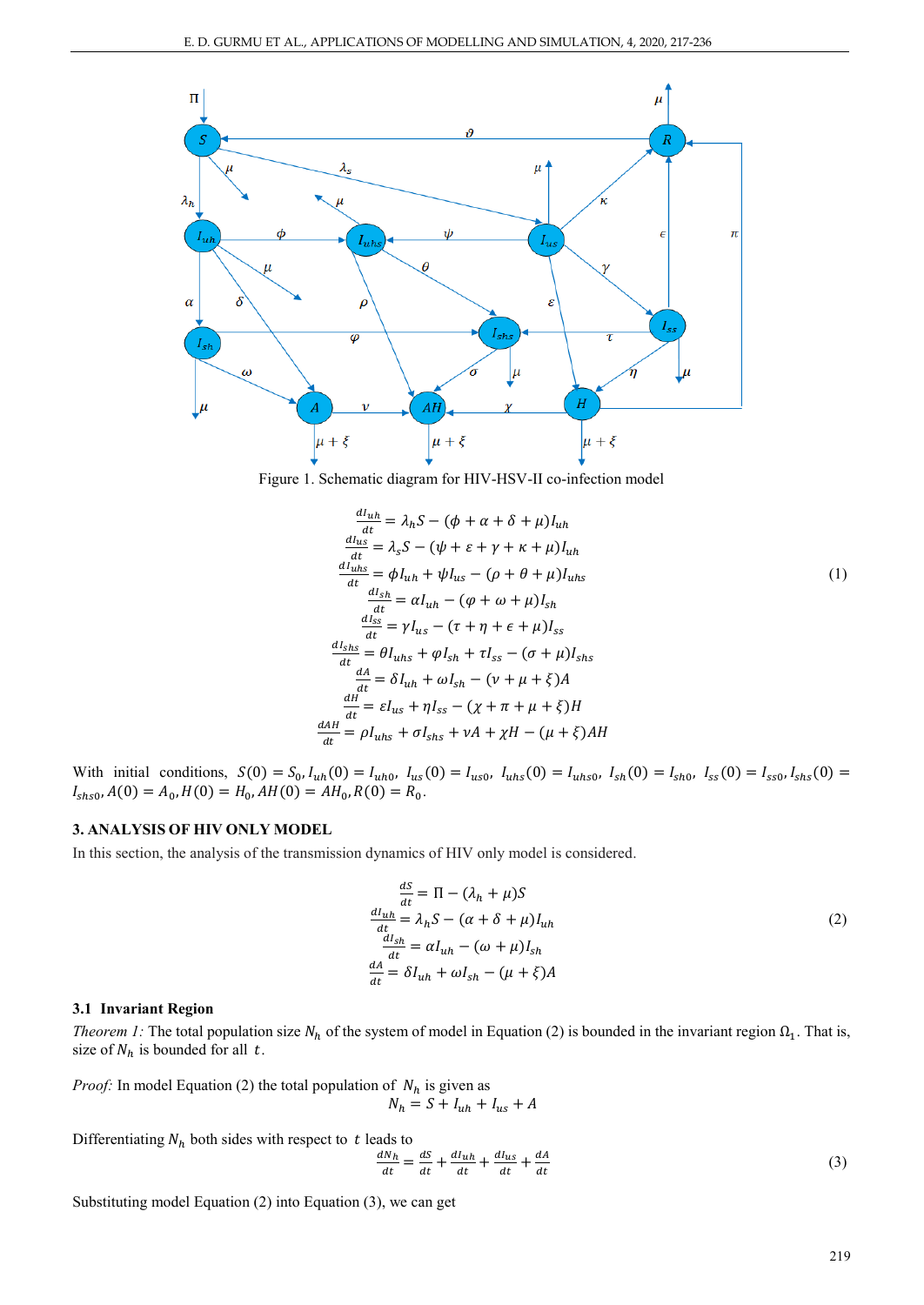Figure 1. Schematic diagram for HIV-HSV-II co-infection model

$$
\begin{aligned}
\frac{dI_{uh}}{dt} &= \lambda_h S - (\phi + \alpha + \delta + \mu) I_{uh} \\
\frac{dI_{us}}{dt} &= \lambda_s S - (\psi + \varepsilon + \gamma + \kappa + \mu) I_{uh} \\
\frac{dI_{uhs}}{dt} &= \phi I_{uh} + \psi I_{us} - (\rho + \theta + \mu) I_{uhs} \\
\frac{dI_{sh}}{dt} &= \alpha I_{uh} - (\varphi + \omega + \mu) I_{sh} \\
\frac{dI_{ss}}{dt} &= \gamma I_{us} - (\tau + \eta + \epsilon + \mu) I_{ss} \\
\frac{dI_{shs}}{dt} &= \theta I_{uhs} + \varphi I_{sh} + \tau I_{ss} - (\sigma + \mu) I_{shs} \\
\frac{dA}{dt} &= \delta I_{uh} + \omega I_{sh} - (\nu + \mu + \xi) A \\
\frac{dH}{dt} &= \varepsilon I_{us} + \eta I_{ss} - (\chi + \pi + \mu + \xi) H \\
\frac{dAH}{dt} &= \rho I_{uhs} + \sigma I_{shs} + \nu A + \chi H - (\mu + \xi) AH
\end{aligned}
\tag{1}
$$

With initial conditions, $S(0) = S_0, I_{uh}(0) = I_{uh0},\ I_{us}(0) = I_{us0},\ I_{uhs}(0) = I_{uhs0},\ I_{sh}(0) = I_{sh0},\ I_{ss}(0) = I_{ss0}, I_{shs}(0) = I_{shs0}, A(0) = A_0, H(0) = H_0, AH(0) = AH_0, R(0) = R_0$.

## 3. ANALYSIS OF HIV ONLY MODEL

In this section, the analysis of the transmission dynamics of HIV only model is considered.

$$
\begin{aligned}
\frac{dS}{dt} &= \Pi - (\lambda_h + \mu) S \\
\frac{dI_{uh}}{dt} &= \lambda_h S - (\alpha + \delta + \mu) I_{uh} \\
\frac{dI_{sh}}{dt} &= \alpha I_{uh} - (\omega + \mu) I_{sh} \\
\frac{dA}{dt} &= \delta I_{uh} + \omega I_{sh} - (\mu + \xi) A
\end{aligned}
\tag{2}
$$

### 3.1 Invariant Region

*Theorem 1:* The total population size $N_h$ of the system of model in Equation (2) is bounded in the invariant region $\Omega_1$. That is, size of $N_h$ is bounded for all $t$.

*Proof:* In model Equation (2) the total population of $N_h$ is given as

$$N_h = S + I_{uh} + I_{us} + A$$

Differentiating $N_h$ both sides with respect to $t$ leads to

$$\frac{dN_h}{dt} = \frac{dS}{dt} + \frac{dI_{uh}}{dt} + \frac{dI_{us}}{dt} + \frac{dA}{dt} \tag{3}$$

Substituting model Equation (2) into Equation (3), we can get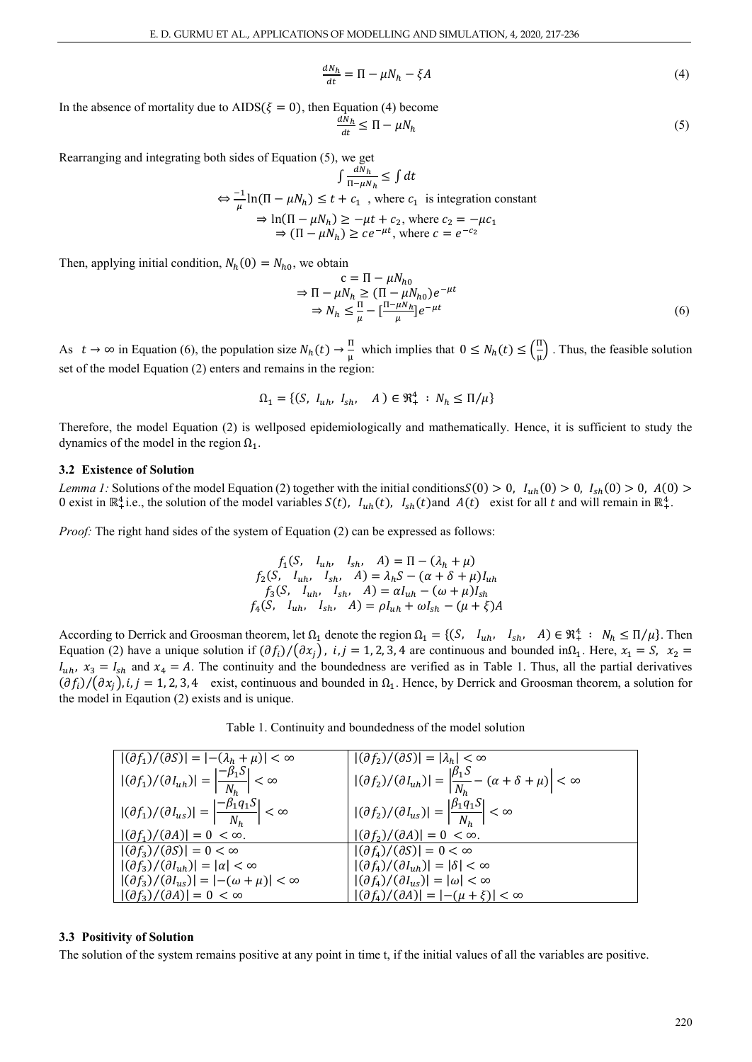$$\frac{dN_h}{dt} = \Pi - \mu N_h - \xi A \tag{4}$$

In the absence of mortality due to AIDS($\xi = 0$), then Equation (4) become

$$\frac{dN_h}{dt} \leq \Pi - \mu N_h \tag{5}$$

Rearranging and integrating both sides of Equation (5), we get

$$\int \frac{dN_h}{\Pi - \mu N_h} \leq \int dt$$

$$\Leftrightarrow \frac{-1}{\mu}\ln(\Pi - \mu N_h) \leq t + c_1 \text{ , where } c_1 \text{ is integration constant}$$

$$\Rightarrow \ln(\Pi - \mu N_h) \geq -\mu t + c_2, \text{ where } c_2 = -\mu c_1$$

$$\Rightarrow (\Pi - \mu N_h) \geq c e^{-\mu t}, \text{ where } c = e^{-c_2}$$

Then, applying initial condition, $N_h(0) = N_{h0}$, we obtain

$$c = \Pi - \mu N_{h0}$$

$$\Rightarrow \Pi - \mu N_h \geq (\Pi - \mu N_{h0})e^{-\mu t}$$

$$\Rightarrow N_h \leq \frac{\Pi}{\mu} - \left[\frac{\Pi - \mu N_h}{\mu}\right]e^{-\mu t} \tag{6}$$

As $t \to \infty$ in Equation (6), the population size $N_h(t) \to \frac{\Pi}{\mu}$ which implies that $0 \leq N_h(t) \leq \left(\frac{\Pi}{\mu}\right)$. Thus, the feasible solution set of the model Equation (2) enters and remains in the region:

$$\Omega_1 = \{(S,\ I_{uh},\ I_{sh},\ \ A) \in \Re_+^4 \ :\ N_h \leq \Pi/\mu\}$$

Therefore, the model Equation (2) is wellposed epidemiologically and mathematically. Hence, it is sufficient to study the dynamics of the model in the region $\Omega_1$.

### 3.2 Existence of Solution

*Lemma 1:* Solutions of the model Equation (2) together with the initial conditions $S(0) > 0,\ I_{uh}(0) > 0,\ I_{sh}(0) > 0,\ A(0) > 0$ exist in $\mathbb{R}_+^4$ i.e., the solution of the model variables $S(t),\ I_{uh}(t),\ I_{sh}(t)$ and $A(t)$ exist for all $t$ and will remain in $\mathbb{R}_+^4$.

*Proof:* The right hand sides of the system of Equation (2) can be expressed as follows:

$$f_1(S,\ I_{uh},\ I_{sh},\ A) = \Pi - (\lambda_h + \mu)$$
$$f_2(S,\ I_{uh},\ I_{sh},\ A) = \lambda_h S - (\alpha + \delta + \mu)I_{uh}$$
$$f_3(S,\ I_{uh},\ I_{sh},\ A) = \alpha I_{uh} - (\omega + \mu)I_{sh}$$
$$f_4(S,\ I_{uh},\ I_{sh},\ A) = \rho I_{uh} + \omega I_{sh} - (\mu + \xi)A$$

According to Derrick and Groosman theorem, let $\Omega_1$ denote the region $\Omega_1 = \{(S,\ I_{uh},\ I_{sh},\ A) \in \Re_+^4 \ :\ N_h \leq \Pi/\mu\}$. Then Equation (2) have a unique solution if $(\partial f_i)/(\partial x_j)$, $i, j = 1, 2, 3, 4$ are continuous and bounded in $\Omega_1$. Here, $x_1 = S$, $x_2 = I_{uh}$, $x_3 = I_{sh}$ and $x_4 = A$. The continuity and the boundedness are verified as in Table 1. Thus, all the partial derivatives $(\partial f_i)/(\partial x_j), i, j = 1, 2, 3, 4$ exist, continuous and bounded in $\Omega_1$. Hence, by Derrick and Groosman theorem, a solution for the model in Eqaution (2) exists and is unique.

Table 1. Continuity and boundedness of the model solution

| | |
|---|---|
| $\lvert(\partial f_1)/(\partial S)\rvert = \lvert-(\lambda_h + \mu)\rvert < \infty$ <br> $\lvert(\partial f_1)/(\partial I_{uh})\rvert = \left\lvert\frac{-\beta_1 S}{N_h}\right\rvert < \infty$ <br> $\lvert(\partial f_1)/(\partial I_{us})\rvert = \left\lvert\frac{-\beta_1 q_1 S}{N_h}\right\rvert < \infty$ <br> $\lvert(\partial f_1)/(\partial A)\rvert = 0 < \infty.$ | $\lvert(\partial f_2)/(\partial S)\rvert = \lvert\lambda_h\rvert < \infty$ <br> $\lvert(\partial f_2)/(\partial I_{uh})\rvert = \left\lvert\frac{\beta_1 S}{N_h} - (\alpha + \delta + \mu)\right\rvert < \infty$ <br> $\lvert(\partial f_2)/(\partial I_{us})\rvert = \left\lvert\frac{\beta_1 q_1 S}{N_h}\right\rvert < \infty$ <br> $\lvert(\partial f_2)/(\partial A)\rvert = 0 < \infty.$ |
| $\lvert(\partial f_3)/(\partial S)\rvert = 0 < \infty$ <br> $\lvert(\partial f_3)/(\partial I_{uh})\rvert = \lvert\alpha\rvert < \infty$ <br> $\lvert(\partial f_3)/(\partial I_{us})\rvert = \lvert-(\omega + \mu)\rvert < \infty$ <br> $\lvert(\partial f_3)/(\partial A)\rvert = 0 < \infty$ | $\lvert(\partial f_4)/(\partial S)\rvert = 0 < \infty$ <br> $\lvert(\partial f_4)/(\partial I_{uh})\rvert = \lvert\delta\rvert < \infty$ <br> $\lvert(\partial f_4)/(\partial I_{us})\rvert = \lvert\omega\rvert < \infty$ <br> $\lvert(\partial f_4)/(\partial A)\rvert = \lvert-(\mu + \xi)\rvert < \infty$ |

### 3.3 Positivity of Solution

The solution of the system remains positive at any point in time t, if the initial values of all the variables are positive.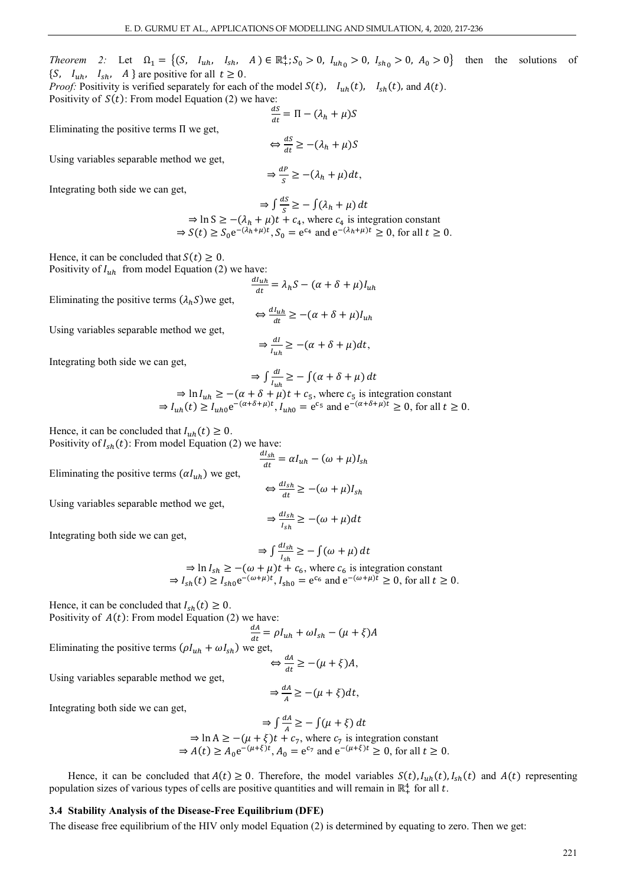*Theorem 2:* Let $\Omega_1 = \{(S,\ I_{uh},\ I_{sh},\ A) \in \mathbb{R}_+^4; S_0 > 0,\ I_{uh_0} > 0,\ I_{sh_0} > 0,\ A_0 > 0\}$ then the solutions of $\{S,\ I_{uh},\ I_{sh},\ A\}$ are positive for all $t \geq 0$.

*Proof:* Positivity is verified separately for each of the model $S(t)$, $I_{uh}(t)$, $I_{sh}(t)$, and $A(t)$.

Positivity of $S(t)$: From model Equation (2) we have:

$$\frac{dS}{dt} = \Pi - (\lambda_h + \mu)S$$

Eliminating the positive terms $\Pi$ we get,

$$\Leftrightarrow \frac{dS}{dt} \geq -(\lambda_h + \mu)S$$

Using variables separable method we get,

$$\Rightarrow \frac{dP}{S} \geq -(\lambda_h + \mu)dt,$$

Integrating both side we can get,

$$\Rightarrow \int \frac{dS}{S} \geq -\int (\lambda_h + \mu)\, dt$$

$$\Rightarrow \ln S \geq -(\lambda_h + \mu)t + c_4, \text{ where } c_4 \text{ is integration constant}$$

$$\Rightarrow S(t) \geq S_0 e^{-(\lambda_h + \mu)t}, S_0 = e^{c_4} \text{ and } e^{-(\lambda_h + \mu)t} \geq 0, \text{ for all } t \geq 0.$$

Hence, it can be concluded that $S(t) \geq 0$.

Positivity of $I_{uh}$ from model Equation (2) we have:

$$\frac{dI_{uh}}{dt} = \lambda_h S - (\alpha + \delta + \mu)I_{uh}$$

Eliminating the positive terms $(\lambda_h S)$ we get,

$$\Leftrightarrow \frac{dI_{uh}}{dt} \geq -(\alpha + \delta + \mu)I_{uh}$$

Using variables separable method we get,

$$\Rightarrow \frac{dI}{I_{uh}} \geq -(\alpha + \delta + \mu)dt,$$

Integrating both side we can get,

$$\Rightarrow \int \frac{dI}{I_{uh}} \geq -\int (\alpha + \delta + \mu)\, dt$$

$$\Rightarrow \ln I_{uh} \geq -(\alpha + \delta + \mu)t + c_5, \text{ where } c_5 \text{ is integration constant}$$

$$\Rightarrow I_{uh}(t) \geq I_{uh0} e^{-(\alpha + \delta + \mu)t}, I_{uh0} = e^{c_5} \text{ and } e^{-(\alpha + \delta + \mu)t} \geq 0, \text{ for all } t \geq 0.$$

Hence, it can be concluded that $I_{uh}(t) \geq 0$.

Positivity of $I_{sh}(t)$: From model Equation (2) we have:

$$\frac{dI_{sh}}{dt} = \alpha I_{uh} - (\omega + \mu)I_{sh}$$

Eliminating the positive terms $(\alpha I_{uh})$ we get,

$$\Leftrightarrow \frac{dI_{sh}}{dt} \geq -(\omega + \mu)I_{sh}$$

Using variables separable method we get,

$$\Rightarrow \frac{dI_{sh}}{I_{sh}} \geq -(\omega + \mu)dt$$

Integrating both side we can get,

$$\Rightarrow \int \frac{dI_{sh}}{I_{sh}} \geq -\int (\omega + \mu)\, dt$$

$$\Rightarrow \ln I_{sh} \geq -(\omega + \mu)t + c_6, \text{ where } c_6 \text{ is integration constant}$$

$$\Rightarrow I_{sh}(t) \geq I_{sh0} e^{-(\omega + \mu)t}, I_{sh0} = e^{c_6} \text{ and } e^{-(\omega + \mu)t} \geq 0, \text{ for all } t \geq 0.$$

Hence, it can be concluded that $I_{sh}(t) \geq 0$.

Positivity of $A(t)$: From model Equation (2) we have:

$$\frac{dA}{dt} = \rho I_{uh} + \omega I_{sh} - (\mu + \xi)A$$

Eliminating the positive terms $(\rho I_{uh} + \omega I_{sh})$ we get,

$$\Leftrightarrow \frac{dA}{dt} \geq -(\mu + \xi)A,$$

Using variables separable method we get,

$$\Rightarrow \frac{dA}{A} \geq -(\mu + \xi)dt,$$

Integrating both side we can get,

$$\Rightarrow \int \frac{dA}{A} \geq -\int (\mu + \xi)\, dt$$

$$\Rightarrow \ln A \geq -(\mu + \xi)t + c_7, \text{ where } c_7 \text{ is integration constant}$$

$$\Rightarrow A(t) \geq A_0 e^{-(\mu + \xi)t}, A_0 = e^{c_7} \text{ and } e^{-(\mu + \xi)t} \geq 0, \text{ for all } t \geq 0.$$

Hence, it can be concluded that $A(t) \geq 0$. Therefore, the model variables $S(t), I_{uh}(t), I_{sh}(t)$ and $A(t)$ representing population sizes of various types of cells are positive quantities and will remain in $\mathbb{R}_+^4$ for all $t$.

### 3.4 Stability Analysis of the Disease-Free Equilibrium (DFE)

The disease free equilibrium of the HIV only model Equation (2) is determined by equating to zero. Then we get: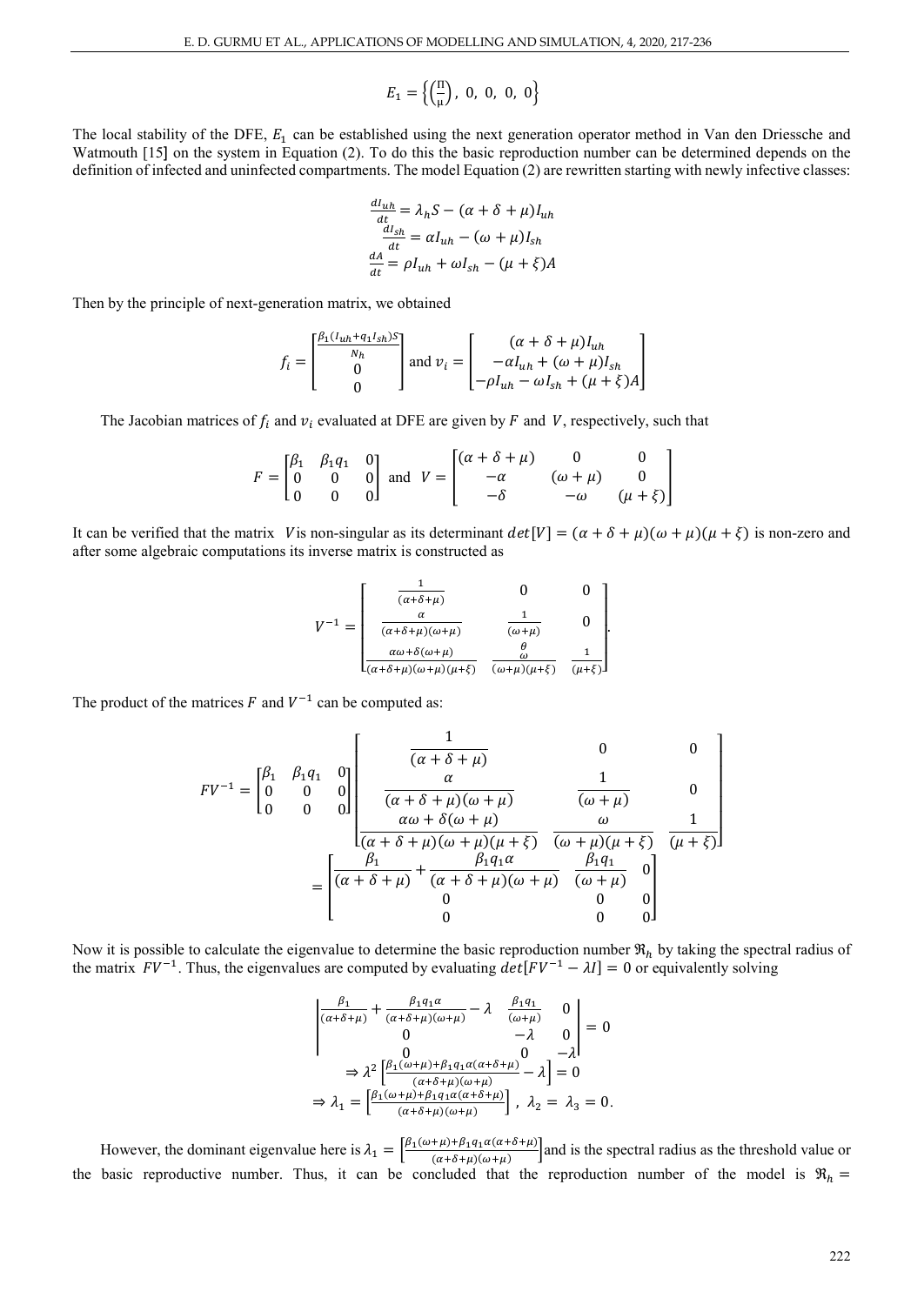$$E_1 = \left\{\left(\frac{\Pi}{\mu}\right),\ 0,\ 0,\ 0,\ 0\right\}$$

The local stability of the DFE, $E_1$ can be established using the next generation operator method in Van den Driessche and Watmouth [15] on the system in Equation (2). To do this the basic reproduction number can be determined depends on the definition of infected and uninfected compartments. The model Equation (2) are rewritten starting with newly infective classes:

$$\begin{aligned}
\frac{dI_{uh}}{dt} &= \lambda_h S - (\alpha + \delta + \mu) I_{uh} \\
\frac{dI_{sh}}{dt} &= \alpha I_{uh} - (\omega + \mu) I_{sh} \\
\frac{dA}{dt} &= \rho I_{uh} + \omega I_{sh} - (\mu + \xi) A
\end{aligned}$$

Then by the principle of next-generation matrix, we obtained

$$f_i = \begin{bmatrix} \frac{\beta_1 (I_{uh} + q_1 I_{sh}) S}{N_h} \\ 0 \\ 0 \end{bmatrix} \text{ and } v_i = \begin{bmatrix} (\alpha + \delta + \mu) I_{uh} \\ -\alpha I_{uh} + (\omega + \mu) I_{sh} \\ -\rho I_{uh} - \omega I_{sh} + (\mu + \xi) A \end{bmatrix}$$

The Jacobian matrices of $f_i$ and $v_i$ evaluated at DFE are given by $F$ and $V$, respectively, such that

$$F = \begin{bmatrix} \beta_1 & \beta_1 q_1 & 0 \\ 0 & 0 & 0 \\ 0 & 0 & 0 \end{bmatrix} \text{ and } V = \begin{bmatrix} (\alpha + \delta + \mu) & 0 & 0 \\ -\alpha & (\omega + \mu) & 0 \\ -\delta & -\omega & (\mu + \xi) \end{bmatrix}$$

It can be verified that the matrix $V$ is non-singular as its determinant $det[V] = (\alpha + \delta + \mu)(\omega + \mu)(\mu + \xi)$ is non-zero and after some algebraic computations its inverse matrix is constructed as

$$V^{-1} = \begin{bmatrix} \frac{1}{(\alpha+\delta+\mu)} & 0 & 0 \\ \frac{\alpha}{(\alpha+\delta+\mu)(\omega+\mu)} & \frac{1}{(\omega+\mu)} & 0 \\ \frac{\alpha\omega + \delta(\omega+\mu)}{(\alpha+\delta+\mu)(\omega+\mu)(\mu+\xi)} & \frac{\frac{\theta}{\omega}}{(\omega+\mu)(\mu+\xi)} & \frac{1}{(\mu+\xi)} \end{bmatrix}.$$

The product of the matrices $F$ and $V^{-1}$ can be computed as:

$$FV^{-1} = \begin{bmatrix} \beta_1 & \beta_1 q_1 & 0 \\ 0 & 0 & 0 \\ 0 & 0 & 0 \end{bmatrix} \begin{bmatrix} \frac{1}{(\alpha+\delta+\mu)} & 0 & 0 \\ \frac{\alpha}{(\alpha+\delta+\mu)(\omega+\mu)} & \frac{1}{(\omega+\mu)} & 0 \\ \frac{\alpha\omega + \delta(\omega+\mu)}{(\alpha+\delta+\mu)(\omega+\mu)(\mu+\xi)} & \frac{\omega}{(\omega+\mu)(\mu+\xi)} & \frac{1}{(\mu+\xi)} \end{bmatrix}$$

$$= \begin{bmatrix} \frac{\beta_1}{(\alpha+\delta+\mu)} + \frac{\beta_1 q_1 \alpha}{(\alpha+\delta+\mu)(\omega+\mu)} & \frac{\beta_1 q_1}{(\omega+\mu)} & 0 \\ 0 & 0 & 0 \\ 0 & 0 & 0 \end{bmatrix}$$

Now it is possible to calculate the eigenvalue to determine the basic reproduction number $\Re_h$ by taking the spectral radius of the matrix $FV^{-1}$. Thus, the eigenvalues are computed by evaluating $det[FV^{-1} - \lambda I] = 0$ or equivalently solving

$$\begin{vmatrix} \frac{\beta_1}{(\alpha+\delta+\mu)} + \frac{\beta_1 q_1 \alpha}{(\alpha+\delta+\mu)(\omega+\mu)} - \lambda & \frac{\beta_1 q_1}{(\omega+\mu)} & 0 \\ 0 & -\lambda & 0 \\ 0 & 0 & -\lambda \end{vmatrix} = 0$$

$$\Rightarrow \lambda^2 \left[\frac{\beta_1(\omega+\mu) + \beta_1 q_1 \alpha(\alpha+\delta+\mu)}{(\alpha+\delta+\mu)(\omega+\mu)} - \lambda\right] = 0$$

$$\Rightarrow \lambda_1 = \left[\frac{\beta_1(\omega+\mu) + \beta_1 q_1 \alpha(\alpha+\delta+\mu)}{(\alpha+\delta+\mu)(\omega+\mu)}\right],\ \lambda_2 = \lambda_3 = 0.$$

However, the dominant eigenvalue here is $\lambda_1 = \left[\frac{\beta_1(\omega+\mu) + \beta_1 q_1 \alpha(\alpha+\delta+\mu)}{(\alpha+\delta+\mu)(\omega+\mu)}\right]$ and is the spectral radius as the threshold value or the basic reproductive number. Thus, it can be concluded that the reproduction number of the model is $\Re_h =$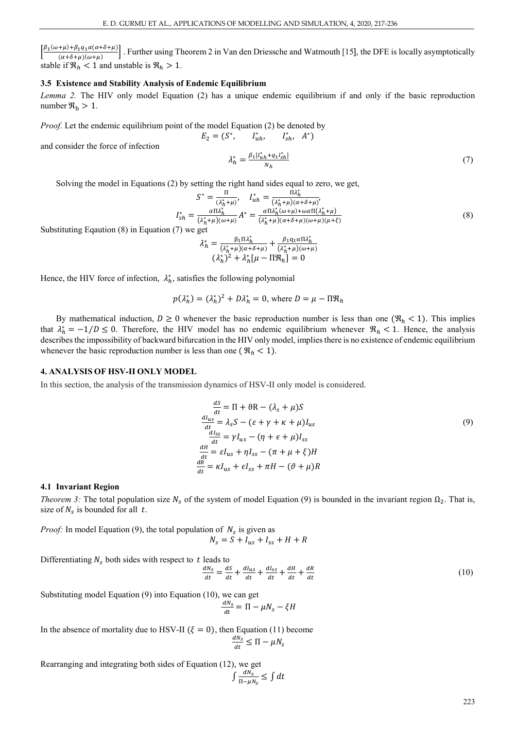$\left[\frac{\beta_1(\omega+\mu)+\beta_1 q_1 \alpha(\alpha+\delta+\mu)}{(\alpha+\delta+\mu)(\omega+\mu)}\right]$. Further using Theorem 2 in Van den Driessche and Watmouth [15], the DFE is locally asymptotically stable if $\Re_h < 1$ and unstable is $\Re_h > 1$.

### 3.5 Existence and Stability Analysis of Endemic Equilibrium

*Lemma 2.* The HIV only model Equation (2) has a unique endemic equilibrium if and only if the basic reproduction number $\Re_h > 1$.

*Proof.* Let the endemic equilibrium point of the model Equation (2) be denoted by

$$E_2 = (S^*, \quad I_{uh}^*, \quad I_{sh}^*, \quad A^*)$$

and consider the force of infection

$$\lambda_h^* = \frac{\beta_1[I_{uh}^* + q_1 I_{sh}^*]}{N_h} \tag{7}$$

Solving the model in Equations (2) by setting the right hand sides equal to zero, we get,

$$S^* = \frac{\Pi}{(\lambda_h^* + \mu)}, \quad I_{uh}^* = \frac{\Pi \lambda_h^*}{(\lambda_h^* + \mu)(\alpha+\delta+\mu)},$$
$$I_{sh}^* = \frac{\alpha \Pi \lambda_h^*}{(\lambda_h^* + \mu)(\omega+\mu)} A^* = \frac{\alpha \Pi \lambda_h^*(\omega+\mu) + \omega\alpha\Pi(\lambda_h^* + \mu)}{(\lambda_h^* + \mu)(\alpha+\delta+\mu)(\omega+\mu)(\mu+\xi)} \tag{8}$$

Substituting Eqaution (8) in Equation (7) we get

$$\lambda_h^* = \frac{\beta_1 \Pi \lambda_h^*}{(\lambda_h^* + \mu)(\alpha+\delta+\mu)} + \frac{\beta_1 q_1 \alpha \Pi \lambda_h^*}{(\lambda_h^* + \mu)(\omega+\mu)}$$
$$(\lambda_h^*)^2 + \lambda_h^*[\mu - \Pi \Re_h] = 0$$

Hence, the HIV force of infection, $\lambda_h^*$, satisfies the following polynomial

$$p(\lambda_h^*) = (\lambda_h^*)^2 + D\lambda_h^* = 0, \text{ where } D = \mu - \Pi \Re_h$$

By mathematical induction, $D \geq 0$ whenever the basic reproduction number is less than one ($\Re_h < 1$). This implies that $\lambda_h^* = -1/D \leq 0$. Therefore, the HIV model has no endemic equilibrium whenever $\Re_h < 1$. Hence, the analysis describes the impossibility of backward bifurcation in the HIV only model, implies there is no existence of endemic equilibrium whenever the basic reproduction number is less than one ($\Re_h < 1$).

## 4. ANALYSIS OF HSV-II ONLY MODEL

In this section, the analysis of the transmission dynamics of HSV-II only model is considered.

$$\begin{aligned}
\frac{dS}{dt} &= \Pi + \vartheta R - (\lambda_s + \mu)S \\
\frac{dI_{us}}{dt} &= \lambda_s S - (\varepsilon + \gamma + \kappa + \mu)I_{us} \\
\frac{dI_{ss}}{dt} &= \gamma I_{us} - (\eta + \epsilon + \mu)I_{ss} \\
\frac{dH}{dt} &= \varepsilon I_{us} + \eta I_{ss} - (\pi + \mu + \xi)H \\
\frac{dR}{dt} &= \kappa I_{us} + \epsilon I_{ss} + \pi H - (\vartheta + \mu)R
\end{aligned} \tag{9}$$

### 4.1 Invariant Region

*Theorem 3:* The total population size $N_s$ of the system of model Equation (9) is bounded in the invariant region $\Omega_2$. That is, size of $N_s$ is bounded for all $t$.

*Proof:* In model Equation (9), the total population of $N_s$ is given as

$$N_s = S + I_{us} + I_{ss} + H + R$$

Differentiating $N_s$ both sides with respect to $t$ leads to

$$\frac{dN_s}{dt} = \frac{dS}{dt} + \frac{dI_{us}}{dt} + \frac{dI_{ss}}{dt} + \frac{dH}{dt} + \frac{dR}{dt} \tag{10}$$

Substituting model Equation (9) into Equation (10), we can get

$$\frac{dN_s}{dt} = \Pi - \mu N_s - \xi H$$

In the absence of mortality due to HSV-II ($\xi = 0$), then Equation (11) become

$$\frac{dN_s}{dt} \leq \Pi - \mu N_s$$

Rearranging and integrating both sides of Equation (12), we get

$$\int \frac{dN_s}{\Pi - \mu N_s} \leq \int dt$$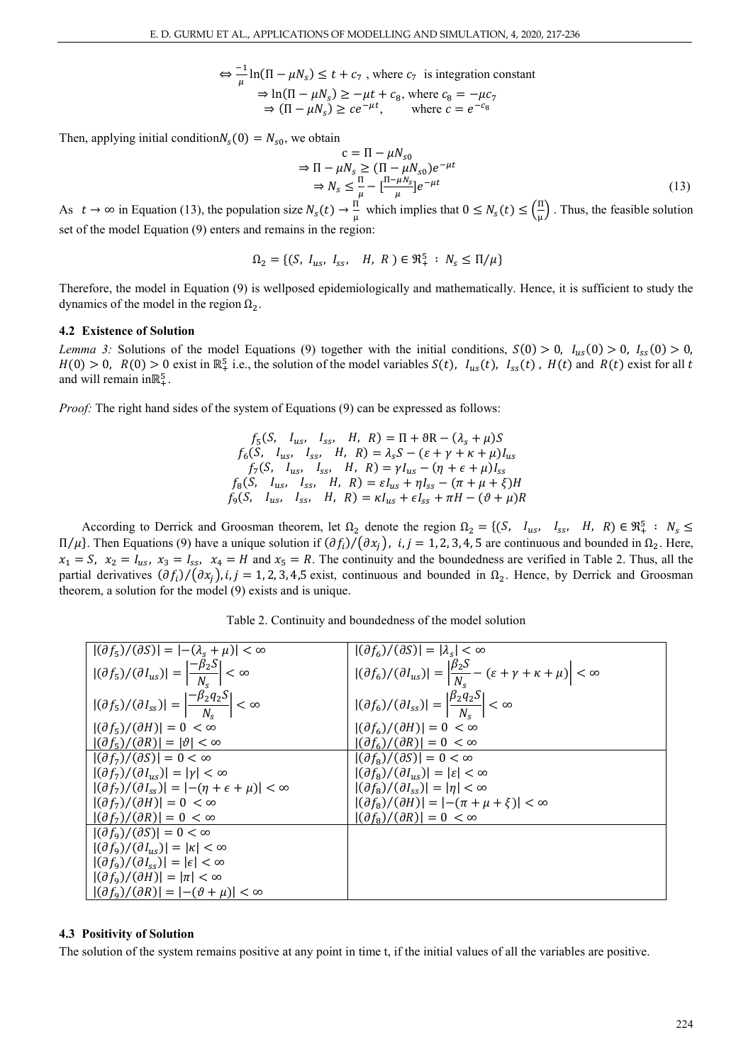$$\Leftrightarrow \frac{-1}{\mu}\ln(\Pi - \mu N_s) \leq t + c_7 \text{ , where } c_7 \text{ is integration constant}$$

$$\Rightarrow \ln(\Pi - \mu N_s) \geq -\mu t + c_8, \text{ where } c_8 = -\mu c_7$$

$$\Rightarrow (\Pi - \mu N_s) \geq ce^{-\mu t}, \quad \text{where } c = e^{-c_8}$$

Then, applying initial condition $N_s(0) = N_{s0}$, we obtain

$$c = \Pi - \mu N_{s0}$$

$$\Rightarrow \Pi - \mu N_s \geq (\Pi - \mu N_{s0})e^{-\mu t}$$

$$\Rightarrow N_s \leq \frac{\Pi}{\mu} - [\frac{\Pi - \mu N_s}{\mu}]e^{-\mu t} \tag{13}$$

As $t \to \infty$ in Equation (13), the population size $N_s(t) \to \frac{\Pi}{\mu}$ which implies that $0 \leq N_s(t) \leq \left(\frac{\Pi}{\mu}\right)$. Thus, the feasible solution set of the model Equation (9) enters and remains in the region:

$$\Omega_2 = \{(S,\ I_{us},\ I_{ss},\ \ H,\ R\ ) \in \Re_+^5\ :\ N_s \leq \Pi/\mu\}$$

Therefore, the model in Equation (9) is wellposed epidemiologically and mathematically. Hence, it is sufficient to study the dynamics of the model in the region $\Omega_2$.

### 4.2 Existence of Solution

*Lemma 3:* Solutions of the model Equations (9) together with the initial conditions, $S(0) > 0$, $I_{us}(0) > 0$, $I_{ss}(0) > 0$, $H(0) > 0$, $R(0) > 0$ exist in $\mathbb{R}_+^5$ i.e., the solution of the model variables $S(t)$, $I_{us}(t)$, $I_{ss}(t)$, $H(t)$ and $R(t)$ exist for all $t$ and will remain in $\mathbb{R}_+^5$.

*Proof:* The right hand sides of the system of Equations (9) can be expressed as follows:

$$f_5(S,\ I_{us},\ I_{ss},\ H,\ R) = \Pi + \vartheta R - (\lambda_s + \mu)S$$

$$f_6(S,\ I_{us},\ I_{ss},\ H,\ R) = \lambda_s S - (\varepsilon + \gamma + \kappa + \mu)I_{us}$$

$$f_7(S,\ I_{us},\ I_{ss},\ H,\ R) = \gamma I_{us} - (\eta + \epsilon + \mu)I_{ss}$$

$$f_8(S,\ I_{us},\ I_{ss},\ H,\ R) = \varepsilon I_{us} + \eta I_{ss} - (\pi + \mu + \xi)H$$

$$f_9(S,\ I_{us},\ I_{ss},\ H,\ R) = \kappa I_{us} + \epsilon I_{ss} + \pi H - (\vartheta + \mu)R$$

According to Derrick and Groosman theorem, let $\Omega_2$ denote the region $\Omega_2 = \{(S,\ I_{us},\ I_{ss},\ H,\ R) \in \Re_+^5\ :\ N_s \leq \Pi/\mu\}$. Then Equations (9) have a unique solution if $(\partial f_i)/(\partial x_j)$, $i, j = 1, 2, 3, 4, 5$ are continuous and bounded in $\Omega_2$. Here, $x_1 = S$, $x_2 = I_{us}$, $x_3 = I_{ss}$, $x_4 = H$ and $x_5 = R$. The continuity and the boundedness are verified in Table 2. Thus, all the partial derivatives $(\partial f_i)/(\partial x_j), i, j = 1, 2, 3, 4, 5$ exist, continuous and bounded in $\Omega_2$. Hence, by Derrick and Groosman theorem, a solution for the model (9) exists and is unique.

Table 2. Continuity and boundedness of the model solution

| | |
|---|---|
| $\lvert(\partial f_5)/(\partial S)\rvert = \lvert-(\lambda_s + \mu)\rvert < \infty$ <br> $\lvert(\partial f_5)/(\partial I_{us})\rvert = \left\lvert\frac{-\beta_2 S}{N_s}\right\rvert < \infty$ <br> $\lvert(\partial f_5)/(\partial I_{ss})\rvert = \left\lvert\frac{-\beta_2 q_2 S}{N_s}\right\rvert < \infty$ <br> $\lvert(\partial f_5)/(\partial H)\rvert = 0 < \infty$ <br> $\lvert(\partial f_5)/(\partial R)\rvert = \lvert\vartheta\rvert < \infty$ | $\lvert(\partial f_6)/(\partial S)\rvert = \lvert\lambda_s\rvert < \infty$ <br> $\lvert(\partial f_6)/(\partial I_{us})\rvert = \left\lvert\frac{\beta_2 S}{N_s} - (\varepsilon + \gamma + \kappa + \mu)\right\rvert < \infty$ <br> $\lvert(\partial f_6)/(\partial I_{ss})\rvert = \left\lvert\frac{\beta_2 q_2 S}{N_s}\right\rvert < \infty$ <br> $\lvert(\partial f_6)/(\partial H)\rvert = 0 < \infty$ <br> $\lvert(\partial f_6)/(\partial R)\rvert = 0 < \infty$ |
| $\lvert(\partial f_7)/(\partial S)\rvert = 0 < \infty$ <br> $\lvert(\partial f_7)/(\partial I_{us})\rvert = \lvert\gamma\rvert < \infty$ <br> $\lvert(\partial f_7)/(\partial I_{ss})\rvert = \lvert-(\eta + \epsilon + \mu)\rvert < \infty$ <br> $\lvert(\partial f_7)/(\partial H)\rvert = 0 < \infty$ <br> $\lvert(\partial f_7)/(\partial R)\rvert = 0 < \infty$ | $\lvert(\partial f_8)/(\partial S)\rvert = 0 < \infty$ <br> $\lvert(\partial f_8)/(\partial I_{us})\rvert = \lvert\varepsilon\rvert < \infty$ <br> $\lvert(\partial f_8)/(\partial I_{ss})\rvert = \lvert\eta\rvert < \infty$ <br> $\lvert(\partial f_8)/(\partial H)\rvert = \lvert-(\pi + \mu + \xi)\rvert < \infty$ <br> $\lvert(\partial f_8)/(\partial R)\rvert = 0 < \infty$ |
| $\lvert(\partial f_9)/(\partial S)\rvert = 0 < \infty$ <br> $\lvert(\partial f_9)/(\partial I_{us})\rvert = \lvert\kappa\rvert < \infty$ <br> $\lvert(\partial f_9)/(\partial I_{ss})\rvert = \lvert\epsilon\rvert < \infty$ <br> $\lvert(\partial f_9)/(\partial H)\rvert = \lvert\pi\rvert < \infty$ <br> $\lvert(\partial f_9)/(\partial R)\rvert = \lvert-(\vartheta + \mu)\rvert < \infty$ | |

### 4.3 Positivity of Solution

The solution of the system remains positive at any point in time t, if the initial values of all the variables are positive.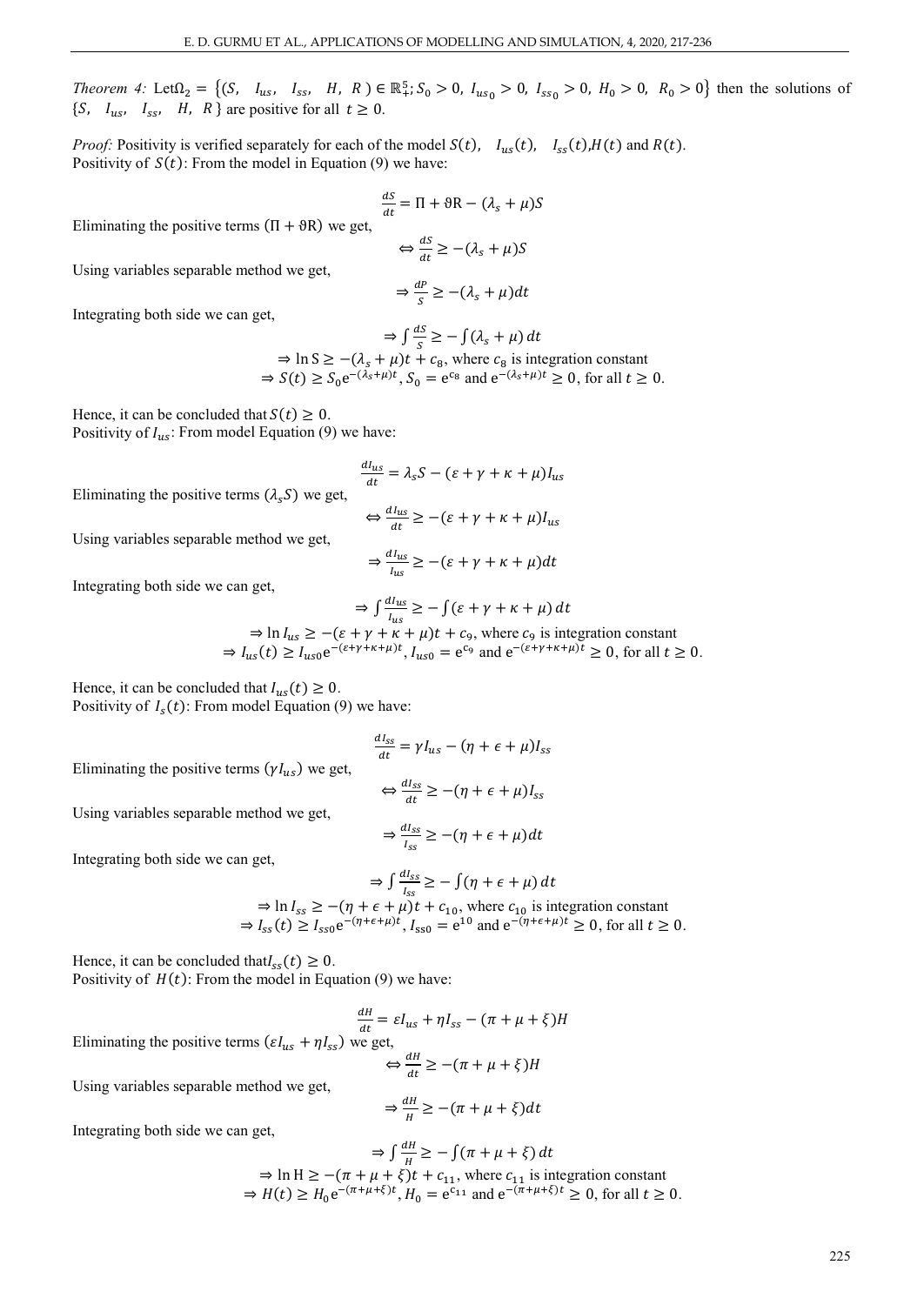*Theorem 4:* Let $\Omega_2 = \{(S, \ I_{us}, \ I_{ss}, \ H, \ R\ ) \in \mathbb{R}_+^5; S_0 > 0, \ I_{us_0} > 0, \ I_{ss_0} > 0, \ H_0 > 0, \ R_0 > 0\}$ then the solutions of $\{S, \ I_{us}, \ I_{ss}, \ H, \ R\}$ are positive for all $t \geq 0$.

*Proof:* Positivity is verified separately for each of the model $S(t), \ I_{us}(t), \ I_{ss}(t), H(t)$ and $R(t)$.
Positivity of $S(t)$: From the model in Equation (9) we have:

$$\frac{dS}{dt} = \Pi + \vartheta R - (\lambda_s + \mu)S$$

Eliminating the positive terms $(\Pi + \vartheta R)$ we get,

$$\Leftrightarrow \frac{dS}{dt} \geq -(\lambda_s + \mu)S$$

Using variables separable method we get,

$$\Rightarrow \frac{dP}{S} \geq -(\lambda_s + \mu)dt$$

Integrating both side we can get,

$$\Rightarrow \int \frac{dS}{S} \geq -\int (\lambda_s + \mu)\, dt$$

$$\Rightarrow \ln S \geq -(\lambda_s + \mu)t + c_8, \text{ where } c_8 \text{ is integration constant}$$

$$\Rightarrow S(t) \geq S_0 e^{-(\lambda_s + \mu)t}, S_0 = e^{c_8} \text{ and } e^{-(\lambda_s + \mu)t} \geq 0, \text{ for all } t \geq 0.$$

Hence, it can be concluded that $S(t) \geq 0$.
Positivity of $I_{us}$: From model Equation (9) we have:

$$\frac{dI_{us}}{dt} = \lambda_s S - (\varepsilon + \gamma + \kappa + \mu)I_{us}$$

Eliminating the positive terms $(\lambda_s S)$ we get,

$$\Leftrightarrow \frac{dI_{us}}{dt} \geq -(\varepsilon + \gamma + \kappa + \mu)I_{us}$$

Using variables separable method we get,

$$\Rightarrow \frac{dI_{us}}{I_{us}} \geq -(\varepsilon + \gamma + \kappa + \mu)dt$$

Integrating both side we can get,

$$\Rightarrow \int \frac{dI_{us}}{I_{us}} \geq -\int (\varepsilon + \gamma + \kappa + \mu)\, dt$$

$$\Rightarrow \ln I_{us} \geq -(\varepsilon + \gamma + \kappa + \mu)t + c_9, \text{ where } c_9 \text{ is integration constant}$$

$$\Rightarrow I_{us}(t) \geq I_{us0} e^{-(\varepsilon + \gamma + \kappa + \mu)t}, I_{us0} = e^{c_9} \text{ and } e^{-(\varepsilon + \gamma + \kappa + \mu)t} \geq 0, \text{ for all } t \geq 0.$$

Hence, it can be concluded that $I_{us}(t) \geq 0$.
Positivity of $I_s(t)$: From model Equation (9) we have:

$$\frac{dI_{ss}}{dt} = \gamma I_{us} - (\eta + \epsilon + \mu)I_{ss}$$

Eliminating the positive terms $(\gamma I_{us})$ we get,

$$\Leftrightarrow \frac{dI_{ss}}{dt} \geq -(\eta + \epsilon + \mu)I_{ss}$$

Using variables separable method we get,

$$\Rightarrow \frac{dI_{ss}}{I_{ss}} \geq -(\eta + \epsilon + \mu)dt$$

Integrating both side we can get,

$$\Rightarrow \int \frac{dI_{ss}}{I_{ss}} \geq -\int (\eta + \epsilon + \mu)\, dt$$

$$\Rightarrow \ln I_{ss} \geq -(\eta + \epsilon + \mu)t + c_{10}, \text{ where } c_{10} \text{ is integration constant}$$

$$\Rightarrow I_{ss}(t) \geq I_{ss0} e^{-(\eta + \epsilon + \mu)t}, I_{ss0} = e^{10} \text{ and } e^{-(\eta + \epsilon + \mu)t} \geq 0, \text{ for all } t \geq 0.$$

Hence, it can be concluded that $I_{ss}(t) \geq 0$.
Positivity of $H(t)$: From the model in Equation (9) we have:

$$\frac{dH}{dt} = \varepsilon I_{us} + \eta I_{ss} - (\pi + \mu + \xi)H$$

Eliminating the positive terms $(\varepsilon I_{us} + \eta I_{ss})$ we get,

$$\Leftrightarrow \frac{dH}{dt} \geq -(\pi + \mu + \xi)H$$

Using variables separable method we get,

$$\Rightarrow \frac{dH}{H} \geq -(\pi + \mu + \xi)dt$$

Integrating both side we can get,

$$\Rightarrow \int \frac{dH}{H} \geq -\int (\pi + \mu + \xi)\, dt$$

$$\Rightarrow \ln H \geq -(\pi + \mu + \xi)t + c_{11}, \text{ where } c_{11} \text{ is integration constant}$$

$$\Rightarrow H(t) \geq H_0 e^{-(\pi + \mu + \xi)t}, H_0 = e^{c_{11}} \text{ and } e^{-(\pi + \mu + \xi)t} \geq 0, \text{ for all } t \geq 0.$$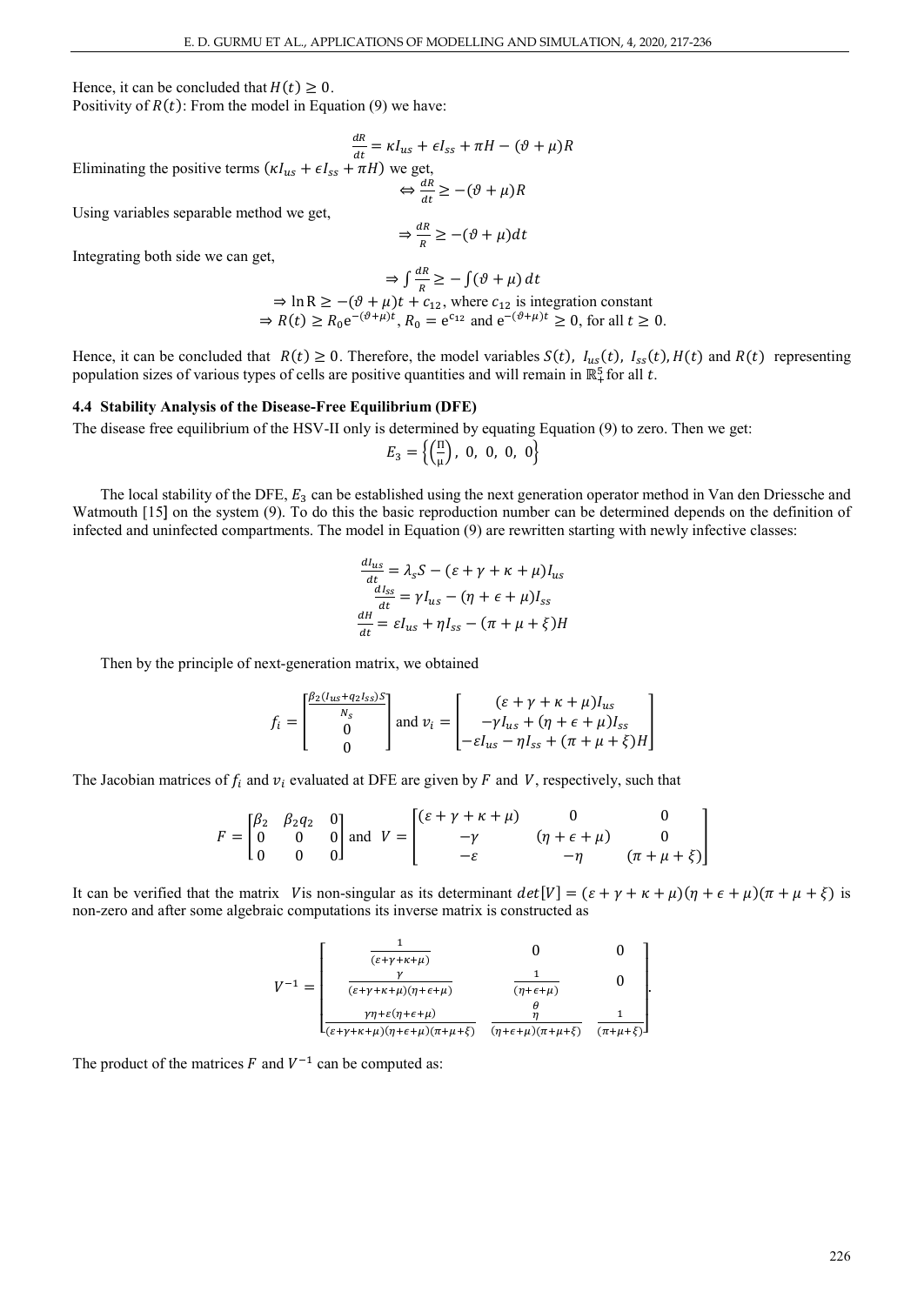Hence, it can be concluded that $H(t) \geq 0$.
Positivity of $R(t)$: From the model in Equation (9) we have:

$$\frac{dR}{dt} = \kappa I_{us} + \epsilon I_{ss} + \pi H - (\vartheta + \mu)R$$

Eliminating the positive terms $(\kappa I_{us} + \epsilon I_{ss} + \pi H)$ we get,

$$\Leftrightarrow \frac{dR}{dt} \geq -(\vartheta + \mu)R$$

Using variables separable method we get,

$$\Rightarrow \frac{dR}{R} \geq -(\vartheta + \mu)dt$$

Integrating both side we can get,

$$\Rightarrow \int \frac{dR}{R} \geq -\int (\vartheta + \mu)\, dt$$

$$\Rightarrow \ln \mathrm{R} \geq -(\vartheta + \mu)t + c_{12}, \text{ where } c_{12} \text{ is integration constant}$$

$$\Rightarrow R(t) \geq R_0 \mathrm{e}^{-(\vartheta+\mu)t},\ R_0 = \mathrm{e}^{c_{12}} \text{ and } \mathrm{e}^{-(\vartheta+\mu)t} \geq 0, \text{ for all } t \geq 0.$$

Hence, it can be concluded that $R(t) \geq 0$. Therefore, the model variables $S(t)$, $I_{us}(t)$, $I_{ss}(t)$, $H(t)$ and $R(t)$ representing population sizes of various types of cells are positive quantities and will remain in $\mathbb{R}_+^5$ for all $t$.

### 4.4 Stability Analysis of the Disease-Free Equilibrium (DFE)

The disease free equilibrium of the HSV-II only is determined by equating Equation (9) to zero. Then we get:

$$E_3 = \left\{\left(\frac{\Pi}{\mu}\right),\ 0,\ 0,\ 0,\ 0\right\}$$

The local stability of the DFE, $E_3$ can be established using the next generation operator method in Van den Driessche and Watmouth [15] on the system (9). To do this the basic reproduction number can be determined depends on the definition of infected and uninfected compartments. The model in Equation (9) are rewritten starting with newly infective classes:

$$\frac{dI_{us}}{dt} = \lambda_s S - (\varepsilon + \gamma + \kappa + \mu)I_{us}$$

$$\frac{dI_{ss}}{dt} = \gamma I_{us} - (\eta + \epsilon + \mu)I_{ss}$$

$$\frac{dH}{dt} = \varepsilon I_{us} + \eta I_{ss} - (\pi + \mu + \xi)H$$

Then by the principle of next-generation matrix, we obtained

$$f_i = \begin{bmatrix} \frac{\beta_2(I_{us} + q_2 I_{ss})S}{N_s} \\ 0 \\ 0 \end{bmatrix} \text{ and } v_i = \begin{bmatrix} (\varepsilon + \gamma + \kappa + \mu)I_{us} \\ -\gamma I_{us} + (\eta + \epsilon + \mu)I_{ss} \\ -\varepsilon I_{us} - \eta I_{ss} + (\pi + \mu + \xi)H \end{bmatrix}$$

The Jacobian matrices of $f_i$ and $v_i$ evaluated at DFE are given by $F$ and $V$, respectively, such that

$$F = \begin{bmatrix} \beta_2 & \beta_2 q_2 & 0 \\ 0 & 0 & 0 \\ 0 & 0 & 0 \end{bmatrix} \text{ and } V = \begin{bmatrix} (\varepsilon + \gamma + \kappa + \mu) & 0 & 0 \\ -\gamma & (\eta + \epsilon + \mu) & 0 \\ -\varepsilon & -\eta & (\pi + \mu + \xi) \end{bmatrix}$$

It can be verified that the matrix $V$ is non-singular as its determinant $det[V] = (\varepsilon + \gamma + \kappa + \mu)(\eta + \epsilon + \mu)(\pi + \mu + \xi)$ is non-zero and after some algebraic computations its inverse matrix is constructed as

$$V^{-1} = \begin{bmatrix} \frac{1}{(\varepsilon+\gamma+\kappa+\mu)} & 0 & 0 \\ \frac{\gamma}{(\varepsilon+\gamma+\kappa+\mu)(\eta+\epsilon+\mu)} & \frac{1}{(\eta+\epsilon+\mu)} & 0 \\ \frac{\gamma\eta+\varepsilon(\eta+\epsilon+\mu)}{(\varepsilon+\gamma+\kappa+\mu)(\eta+\epsilon+\mu)(\pi+\mu+\xi)} & \frac{\theta}{\frac{\eta}{(\eta+\epsilon+\mu)(\pi+\mu+\xi)}} & \frac{1}{(\pi+\mu+\xi)} \end{bmatrix}.$$

The product of the matrices $F$ and $V^{-1}$ can be computed as: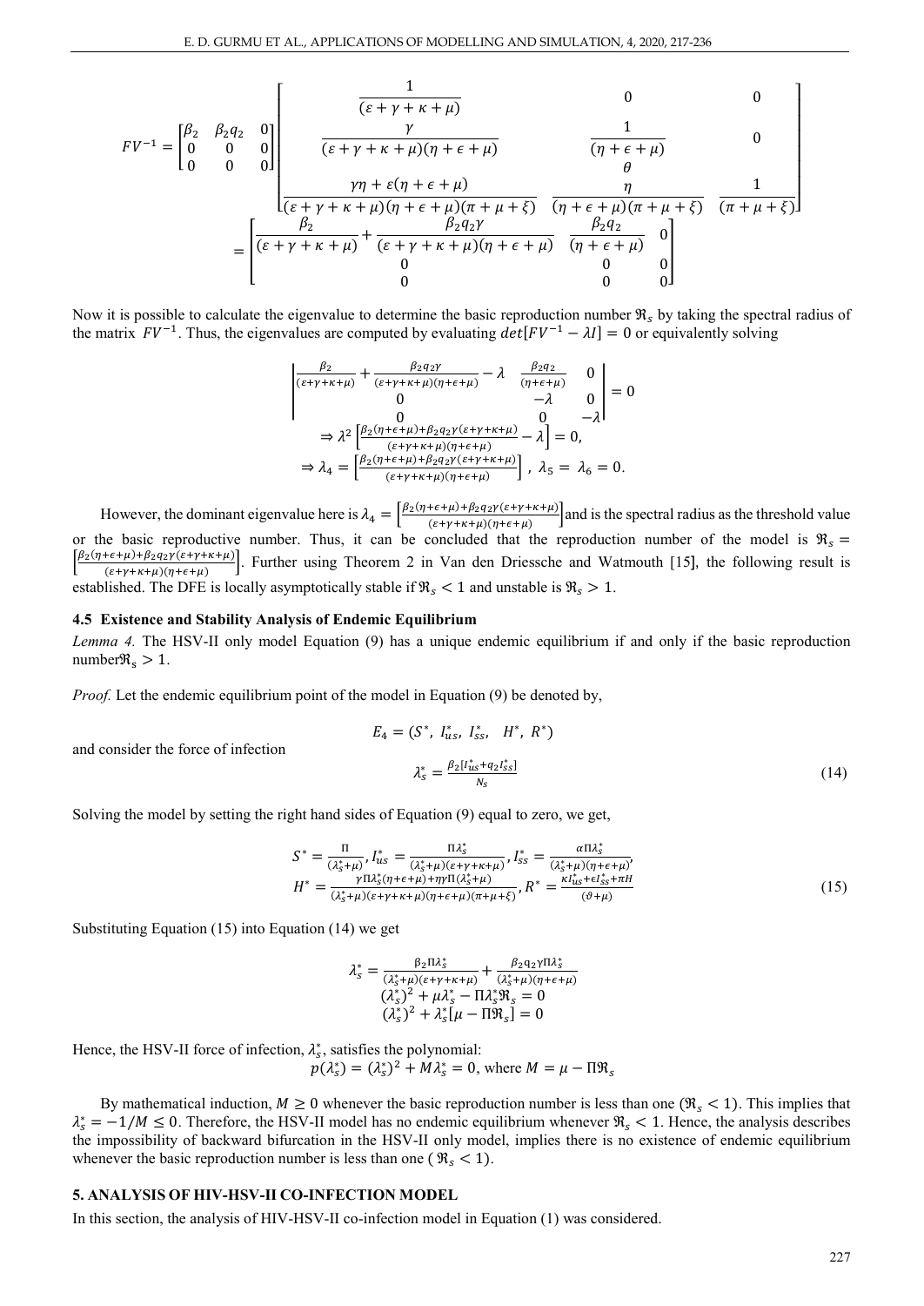$$FV^{-1} = \begin{bmatrix} \beta_2 & \beta_2 q_2 & 0 \\ 0 & 0 & 0 \\ 0 & 0 & 0 \end{bmatrix} \begin{bmatrix} \frac{1}{(\varepsilon+\gamma+\kappa+\mu)} & 0 & 0 \\ \frac{\gamma}{(\varepsilon+\gamma+\kappa+\mu)(\eta+\epsilon+\mu)} & \frac{1}{(\eta+\epsilon+\mu)} & 0 \\ \frac{\gamma\eta+\varepsilon(\eta+\epsilon+\mu)}{(\varepsilon+\gamma+\kappa+\mu)(\eta+\epsilon+\mu)(\pi+\mu+\xi)} & \frac{\theta}{\eta} \\ & \frac{}{(\eta+\epsilon+\mu)(\pi+\mu+\xi)} & \frac{1}{(\pi+\mu+\xi)} \end{bmatrix}$$

$$= \begin{bmatrix} \frac{\beta_2}{(\varepsilon+\gamma+\kappa+\mu)} + \frac{\beta_2 q_2 \gamma}{(\varepsilon+\gamma+\kappa+\mu)(\eta+\epsilon+\mu)} & \frac{\beta_2 q_2}{(\eta+\epsilon+\mu)} & 0 \\ 0 & 0 & 0 \\ 0 & 0 & 0 \end{bmatrix}$$

Now it is possible to calculate the eigenvalue to determine the basic reproduction number $\Re_s$ by taking the spectral radius of the matrix $FV^{-1}$. Thus, the eigenvalues are computed by evaluating $det[FV^{-1} - \lambda I] = 0$ or equivalently solving

$$\begin{vmatrix} \frac{\beta_2}{(\varepsilon+\gamma+\kappa+\mu)} + \frac{\beta_2 q_2 \gamma}{(\varepsilon+\gamma+\kappa+\mu)(\eta+\epsilon+\mu)} - \lambda & \frac{\beta_2 q_2}{(\eta+\epsilon+\mu)} & 0 \\ 0 & -\lambda & 0 \\ 0 & 0 & -\lambda \end{vmatrix} = 0$$

$$\Rightarrow \lambda^2 \left[ \frac{\beta_2(\eta+\epsilon+\mu) + \beta_2 q_2 \gamma(\varepsilon+\gamma+\kappa+\mu)}{(\varepsilon+\gamma+\kappa+\mu)(\eta+\epsilon+\mu)} - \lambda \right] = 0,$$

$$\Rightarrow \lambda_4 = \left[ \frac{\beta_2(\eta+\epsilon+\mu) + \beta_2 q_2 \gamma(\varepsilon+\gamma+\kappa+\mu)}{(\varepsilon+\gamma+\kappa+\mu)(\eta+\epsilon+\mu)} \right], \ \lambda_5 = \lambda_6 = 0.$$

However, the dominant eigenvalue here is $\lambda_4 = \left[ \frac{\beta_2(\eta+\epsilon+\mu) + \beta_2 q_2 \gamma(\varepsilon+\gamma+\kappa+\mu)}{(\varepsilon+\gamma+\kappa+\mu)(\eta+\epsilon+\mu)} \right]$ and is the spectral radius as the threshold value or the basic reproductive number. Thus, it can be concluded that the reproduction number of the model is $\Re_s = \left[ \frac{\beta_2(\eta+\epsilon+\mu) + \beta_2 q_2 \gamma(\varepsilon+\gamma+\kappa+\mu)}{(\varepsilon+\gamma+\kappa+\mu)(\eta+\epsilon+\mu)} \right]$. Further using Theorem 2 in Van den Driessche and Watmouth [15], the following result is established. The DFE is locally asymptotically stable if $\Re_s < 1$ and unstable is $\Re_s > 1$.

### 4.5 Existence and Stability Analysis of Endemic Equilibrium

*Lemma 4.* The HSV-II only model Equation (9) has a unique endemic equilibrium if and only if the basic reproduction number $\Re_s > 1$.

*Proof.* Let the endemic equilibrium point of the model in Equation (9) be denoted by,

$$E_4 = (S^*, \ I_{us}^*, \ I_{ss}^*, \ \ H^*, \ R^*)$$

and consider the force of infection

$$\lambda_s^* = \frac{\beta_2[I_{us}^* + q_2 I_{ss}^*]}{N_s} \tag{14}$$

Solving the model by setting the right hand sides of Equation (9) equal to zero, we get,

$$S^* = \frac{\Pi}{(\lambda_s^* + \mu)}, I_{us}^* = \frac{\Pi \lambda_s^*}{(\lambda_s^* + \mu)(\varepsilon+\gamma+\kappa+\mu)}, I_{ss}^* = \frac{\alpha \Pi \lambda_s^*}{(\lambda_s^* + \mu)(\eta+\epsilon+\mu)},$$
$$H^* = \frac{\gamma \Pi \lambda_s^* (\eta+\epsilon+\mu) + \eta\gamma\Pi(\lambda_s^* + \mu)}{(\lambda_s^* + \mu)(\varepsilon+\gamma+\kappa+\mu)(\eta+\epsilon+\mu)(\pi+\mu+\xi)}, R^* = \frac{\kappa I_{us}^* + \epsilon I_{ss}^* + \pi H}{(\vartheta+\mu)} \tag{15}$$

Substituting Equation (15) into Equation (14) we get

$$\lambda_s^* = \frac{\beta_2 \Pi \lambda_s^*}{(\lambda_s^* + \mu)(\varepsilon+\gamma+\kappa+\mu)} + \frac{\beta_2 q_2 \gamma \Pi \lambda_s^*}{(\lambda_s^* + \mu)(\eta+\epsilon+\mu)}$$
$$(\lambda_s^*)^2 + \mu\lambda_s^* - \Pi\lambda_s^* \Re_s = 0$$
$$(\lambda_s^*)^2 + \lambda_s^*[\mu - \Pi\Re_s] = 0$$

Hence, the HSV-II force of infection, $\lambda_s^*$, satisfies the polynomial:

$$p(\lambda_s^*) = (\lambda_s^*)^2 + M\lambda_s^* = 0, \text{ where } M = \mu - \Pi\Re_s$$

By mathematical induction, $M \geq 0$ whenever the basic reproduction number is less than one ($\Re_s < 1$). This implies that $\lambda_s^* = -1/M \leq 0$. Therefore, the HSV-II model has no endemic equilibrium whenever $\Re_s < 1$. Hence, the analysis describes the impossibility of backward bifurcation in the HSV-II only model, implies there is no existence of endemic equilibrium whenever the basic reproduction number is less than one ($\Re_s < 1$).

## 5. ANALYSIS OF HIV-HSV-II CO-INFECTION MODEL

In this section, the analysis of HIV-HSV-II co-infection model in Equation (1) was considered.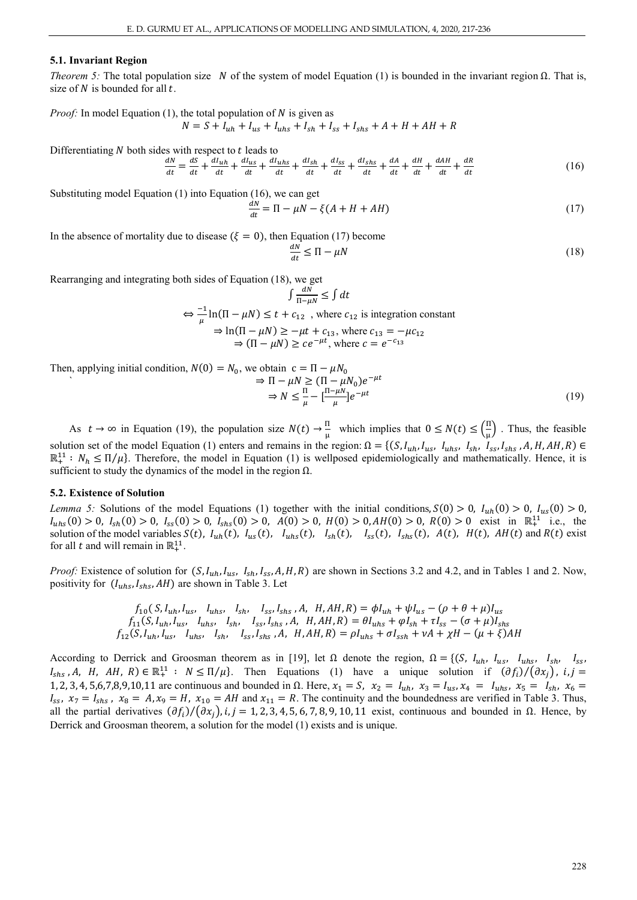### 5.1. Invariant Region

*Theorem 5:* The total population size $N$ of the system of model Equation (1) is bounded in the invariant region $\Omega$. That is, size of $N$ is bounded for all $t$.

*Proof:* In model Equation (1), the total population of $N$ is given as

$$N = S + I_{uh} + I_{us} + I_{uhs} + I_{sh} + I_{ss} + I_{shs} + A + H + AH + R$$

Differentiating $N$ both sides with respect to $t$ leads to

$$\frac{dN}{dt} = \frac{dS}{dt} + \frac{dI_{uh}}{dt} + \frac{dI_{us}}{dt} + \frac{dI_{uhs}}{dt} + \frac{dI_{sh}}{dt} + \frac{dI_{ss}}{dt} + \frac{dI_{shs}}{dt} + \frac{dA}{dt} + \frac{dH}{dt} + \frac{dAH}{dt} + \frac{dR}{dt} \tag{16}$$

Substituting model Equation (1) into Equation (16), we can get

$$\frac{dN}{dt} = \Pi - \mu N - \xi(A + H + AH) \tag{17}$$

In the absence of mortality due to disease ($\xi = 0$), then Equation (17) become

$$\frac{dN}{dt} \leq \Pi - \mu N \tag{18}$$

Rearranging and integrating both sides of Equation (18), we get

$$\int \frac{dN}{\Pi - \mu N} \leq \int dt$$

$$\Leftrightarrow \frac{-1}{\mu}\ln(\Pi - \mu N) \leq t + c_{12} \text{ , where } c_{12} \text{ is integration constant}$$

$$\Rightarrow \ln(\Pi - \mu N) \geq -\mu t + c_{13}, \text{ where } c_{13} = -\mu c_{12}$$

$$\Rightarrow (\Pi - \mu N) \geq c e^{-\mu t}, \text{ where } c = e^{-c_{13}}$$

Then, applying initial condition, $N(0) = N_0$, we obtain $c = \Pi - \mu N_0$

$$\Rightarrow \Pi - \mu N \geq (\Pi - \mu N_0)e^{-\mu t}$$

$$\Rightarrow N \leq \frac{\Pi}{\mu} - \left[\frac{\Pi - \mu N}{\mu}\right]e^{-\mu t} \tag{19}$$

As $t \to \infty$ in Equation (19), the population size $N(t) \to \frac{\Pi}{\mu}$ which implies that $0 \leq N(t) \leq \left(\frac{\Pi}{\mu}\right)$. Thus, the feasible solution set of the model Equation (1) enters and remains in the region: $\Omega = \{(S, I_{uh}, I_{us}, I_{uhs}, I_{sh}, I_{ss}, I_{shs}, A, H, AH, R) \in \mathbb{R}_+^{11} : N_h \leq \Pi/\mu\}$. Therefore, the model in Equation (1) is wellposed epidemiologically and mathematically. Hence, it is sufficient to study the dynamics of the model in the region $\Omega$.

### 5.2. Existence of Solution

*Lemma 5:* Solutions of the model Equations (1) together with the initial conditions, $S(0) > 0$, $I_{uh}(0) > 0$, $I_{us}(0) > 0$, $I_{uhs}(0) > 0$, $I_{sh}(0) > 0$, $I_{ss}(0) > 0$, $I_{shs}(0) > 0$, $A(0) > 0$, $H(0) > 0$, $AH(0) > 0$, $R(0) > 0$ exist in $\mathbb{R}_+^{11}$ i.e., the solution of the model variables $S(t)$, $I_{uh}(t)$, $I_{us}(t)$, $I_{uhs}(t)$, $I_{sh}(t)$, $I_{ss}(t)$, $I_{shs}(t)$, $A(t)$, $H(t)$, $AH(t)$ and $R(t)$ exist for all $t$ and will remain in $\mathbb{R}_+^{11}$.

*Proof:* Existence of solution for $(S, I_{uh}, I_{us}, I_{sh}, I_{ss}, A, H, R)$ are shown in Sections 3.2 and 4.2, and in Tables 1 and 2. Now, positivity for $(I_{uhs}, I_{shs}, AH)$ are shown in Table 3. Let

$$f_{10}(S, I_{uh}, I_{us}, I_{uhs}, I_{sh}, I_{ss}, I_{shs}, A, H, AH, R) = \phi I_{uh} + \psi I_{us} - (\rho + \theta + \mu)I_{us}$$

$$f_{11}(S, I_{uh}, I_{us}, I_{uhs}, I_{sh}, I_{ss}, I_{shs}, A, H, AH, R) = \theta I_{uhs} + \varphi I_{sh} + \tau I_{ss} - (\sigma + \mu)I_{shs}$$

$$f_{12}(S, I_{uh}, I_{us}, I_{uhs}, I_{sh}, I_{ss}, I_{shs}, A, H, AH, R) = \rho I_{uhs} + \sigma I_{ssh} + \nu A + \chi H - (\mu + \xi)AH$$

According to Derrick and Groosman theorem as in [19], let $\Omega$ denote the region, $\Omega = \{(S, I_{uh}, I_{us}, I_{uhs}, I_{sh}, I_{ss}, I_{shs}, A, H, AH, R) \in \mathbb{R}_+^{11} : N \leq \Pi/\mu\}$. Then Equations (1) have a unique solution if $(\partial f_i)/(\partial x_j)$, $i, j = 1, 2, 3, 4, 5, 6, 7, 8, 9, 10, 11$ are continuous and bounded in $\Omega$. Here, $x_1 = S$, $x_2 = I_{uh}$, $x_3 = I_{us}$, $x_4 = I_{uhs}$, $x_5 = I_{sh}$, $x_6 = I_{ss}$, $x_7 = I_{shs}$, $x_8 = A$, $x_9 = H$, $x_{10} = AH$ and $x_{11} = R$. The continuity and the boundedness are verified in Table 3. Thus, all the partial derivatives $(\partial f_i)/(\partial x_j)$, $i, j = 1, 2, 3, 4, 5, 6, 7, 8, 9, 10, 11$ exist, continuous and bounded in $\Omega$. Hence, by Derrick and Groosman theorem, a solution for the model (1) exists and is unique.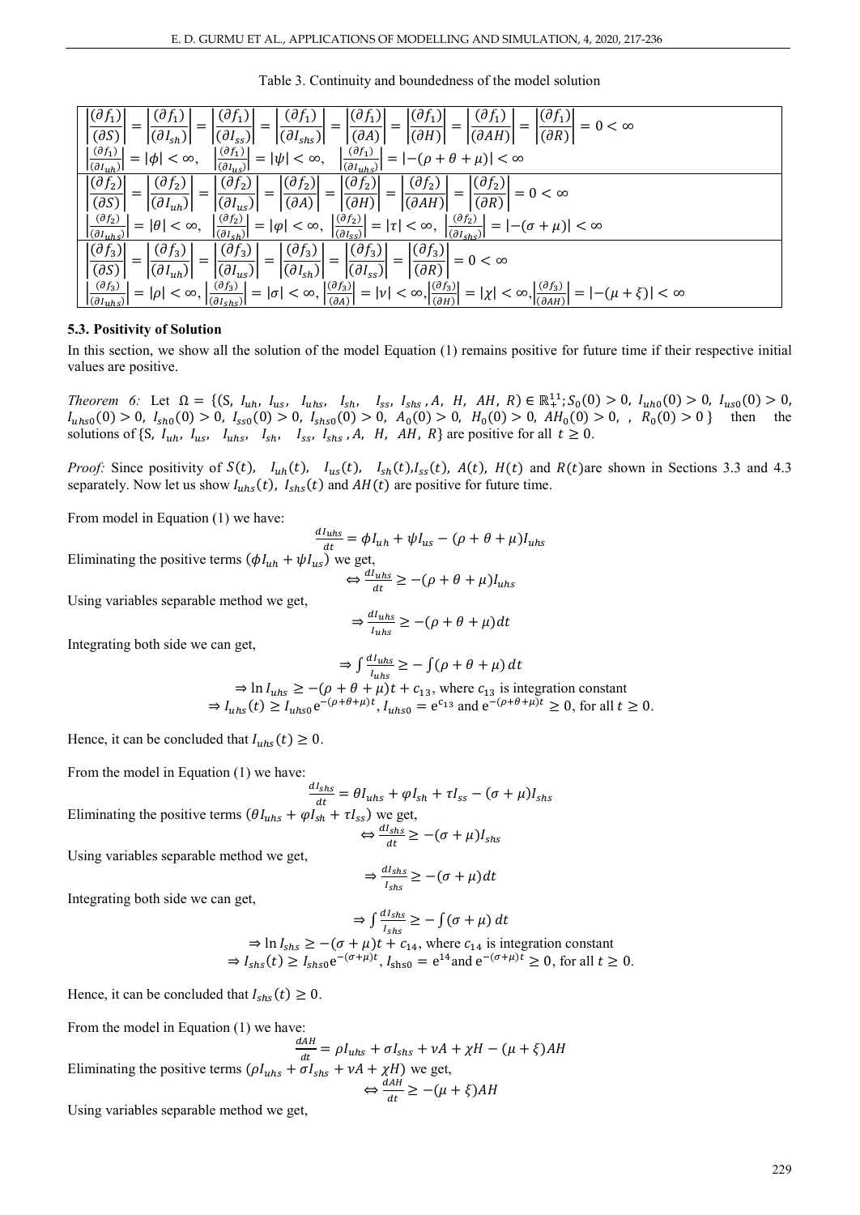Table 3. Continuity and boundedness of the model solution

| |
|---|
| $\left\|\frac{(\partial f_1)}{(\partial S)}\right\| = \left\|\frac{(\partial f_1)}{(\partial I_{sh})}\right\| = \left\|\frac{(\partial f_1)}{(\partial I_{ss})}\right\| = \left\|\frac{(\partial f_1)}{(\partial I_{shs})}\right\| = \left\|\frac{(\partial f_1)}{(\partial A)}\right\| = \left\|\frac{(\partial f_1)}{(\partial H)}\right\| = \left\|\frac{(\partial f_1)}{(\partial AH)}\right\| = \left\|\frac{(\partial f_1)}{(\partial R)}\right\| = 0 < \infty$ <br> $\left\|\frac{(\partial f_1)}{(\partial I_{uh})}\right\| = \|\phi\| < \infty$, $\left\|\frac{(\partial f_1)}{(\partial I_{us})}\right\| = \|\psi\| < \infty$, $\left\|\frac{(\partial f_1)}{(\partial I_{uhs})}\right\| = \|-(\rho + \theta + \mu)\| < \infty$ |
| $\left\|\frac{(\partial f_2)}{(\partial S)}\right\| = \left\|\frac{(\partial f_2)}{(\partial I_{uh})}\right\| = \left\|\frac{(\partial f_2)}{(\partial I_{us})}\right\| = \left\|\frac{(\partial f_2)}{(\partial A)}\right\| = \left\|\frac{(\partial f_2)}{(\partial H)}\right\| = \left\|\frac{(\partial f_2)}{(\partial AH)}\right\| = \left\|\frac{(\partial f_2)}{(\partial R)}\right\| = 0 < \infty$ <br> $\left\|\frac{(\partial f_2)}{(\partial I_{uhs})}\right\| = \|\theta\| < \infty$, $\left\|\frac{(\partial f_2)}{(\partial I_{sh})}\right\| = \|\varphi\| < \infty$, $\left\|\frac{(\partial f_2)}{(\partial I_{ss})}\right\| = \|\tau\| < \infty$, $\left\|\frac{(\partial f_2)}{(\partial I_{shs})}\right\| = \|-(\sigma + \mu)\| < \infty$ |
| $\left\|\frac{(\partial f_3)}{(\partial S)}\right\| = \left\|\frac{(\partial f_3)}{(\partial I_{uh})}\right\| = \left\|\frac{(\partial f_3)}{(\partial I_{us})}\right\| = \left\|\frac{(\partial f_3)}{(\partial I_{sh})}\right\| = \left\|\frac{(\partial f_3)}{(\partial I_{ss})}\right\| = \left\|\frac{(\partial f_3)}{(\partial R)}\right\| = 0 < \infty$ <br> $\left\|\frac{(\partial f_3)}{(\partial I_{uhs})}\right\| = \|\rho\| < \infty$, $\left\|\frac{(\partial f_3)}{(\partial I_{shs})}\right\| = \|\sigma\| < \infty$, $\left\|\frac{(\partial f_3)}{(\partial A)}\right\| = \|\nu\| < \infty$, $\left\|\frac{(\partial f_3)}{(\partial H)}\right\| = \|\chi\| < \infty$, $\left\|\frac{(\partial f_3)}{(\partial AH)}\right\| = \|-(\mu + \xi)\| < \infty$ |

### 5.3. Positivity of Solution

In this section, we show all the solution of the model Equation (1) remains positive for future time if their respective initial values are positive.

*Theorem 6:* Let $\Omega = \{(S,\ I_{uh},\ I_{us},\ I_{uhs},\ I_{sh},\ I_{ss},\ I_{shs}, A,\ H,\ AH,\ R) \in \mathbb{R}_+^{11}; S_0(0) > 0,\ I_{uh0}(0) > 0,\ I_{us0}(0) > 0,\ I_{uhs0}(0) > 0,\ I_{sh0}(0) > 0,\ I_{ss0}(0) > 0,\ I_{shs0}(0) > 0,\ A_0(0) > 0,\ H_0(0) > 0,\ AH_0(0) > 0,\ ,\ R_0(0) > 0\}$ then the solutions of $\{S,\ I_{uh},\ I_{us},\ I_{uhs},\ I_{sh},\ I_{ss}, I_{shs}, A,\ H,\ AH,\ R\}$ are positive for all $t \geq 0$.

*Proof:* Since positivity of $S(t),\ I_{uh}(t),\ I_{us}(t),\ I_{sh}(t), I_{ss}(t),\ A(t),\ H(t)$ and $R(t)$ are shown in Sections 3.3 and 4.3 separately. Now let us show $I_{uhs}(t),\ I_{shs}(t)$ and $AH(t)$ are positive for future time.

From model in Equation (1) we have:

$$\frac{dI_{uhs}}{dt} = \phi I_{uh} + \psi I_{us} - (\rho + \theta + \mu)I_{uhs}$$

Eliminating the positive terms $(\phi I_{uh} + \psi I_{us})$ we get,

$$\Leftrightarrow \frac{dI_{uhs}}{dt} \geq -(\rho + \theta + \mu)I_{uhs}$$

Using variables separable method we get,

$$\Rightarrow \frac{dI_{uhs}}{I_{uhs}} \geq -(\rho + \theta + \mu)dt$$

Integrating both side we can get,

$$\Rightarrow \int \frac{dI_{uhs}}{I_{uhs}} \geq -\int (\rho + \theta + \mu)\, dt$$

$$\Rightarrow \ln I_{uhs} \geq -(\rho + \theta + \mu)t + c_{13}, \text{ where } c_{13} \text{ is integration constant}$$

$$\Rightarrow I_{uhs}(t) \geq I_{uhs0}\, e^{-(\rho+\theta+\mu)t},\ I_{uhs0} = e^{c_{13}} \text{ and } e^{-(\rho+\theta+\mu)t} \geq 0, \text{ for all } t \geq 0.$$

Hence, it can be concluded that $I_{uhs}(t) \geq 0$.

From the model in Equation (1) we have:

$$\frac{dI_{shs}}{dt} = \theta I_{uhs} + \varphi I_{sh} + \tau I_{ss} - (\sigma + \mu)I_{shs}$$

Eliminating the positive terms $(\theta I_{uhs} + \varphi I_{sh} + \tau I_{ss})$ we get,

$$\Leftrightarrow \frac{dI_{shs}}{dt} \geq -(\sigma + \mu)I_{shs}$$

Using variables separable method we get,

$$\Rightarrow \frac{dI_{shs}}{I_{shs}} \geq -(\sigma + \mu)dt$$

Integrating both side we can get,

$$\Rightarrow \int \frac{dI_{shs}}{I_{shs}} \geq -\int (\sigma + \mu)\, dt$$

$$\Rightarrow \ln I_{shs} \geq -(\sigma + \mu)t + c_{14}, \text{ where } c_{14} \text{ is integration constant}$$

$$\Rightarrow I_{shs}(t) \geq I_{shs0}\, e^{-(\sigma+\mu)t},\ I_{shs0} = e^{14} \text{and } e^{-(\sigma+\mu)t} \geq 0, \text{ for all } t \geq 0.$$

Hence, it can be concluded that $I_{shs}(t) \geq 0$.

From the model in Equation (1) we have:

$$\frac{dAH}{dt} = \rho I_{uhs} + \sigma I_{shs} + \nu A + \chi H - (\mu + \xi)AH$$

Eliminating the positive terms $(\rho I_{uhs} + \sigma I_{shs} + \nu A + \chi H)$ we get,

$$\Leftrightarrow \frac{dAH}{dt} \geq -(\mu + \xi)AH$$

Using variables separable method we get,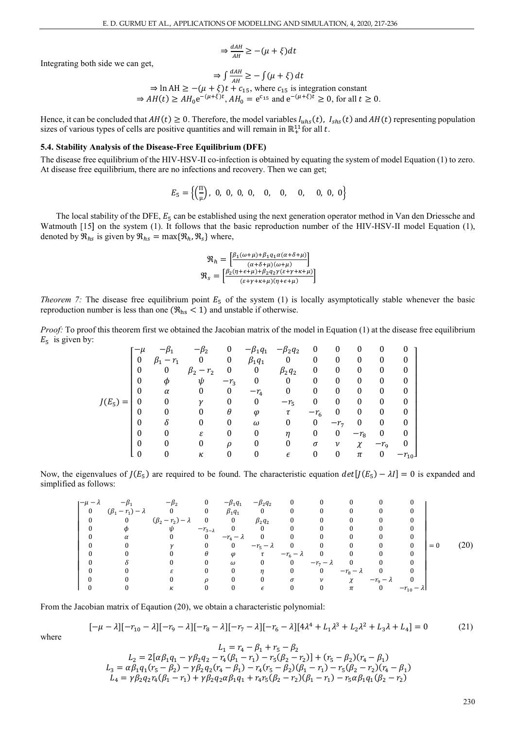$$\Rightarrow \frac{dAH}{AH} \geq -(\mu+\xi)dt$$

Integrating both side we can get,

$$\Rightarrow \int \frac{dAH}{AH} \geq -\int(\mu+\xi)\,dt$$

$$\Rightarrow \ln \mathrm{AH} \geq -(\mu+\xi)t + c_{15}, \text{ where } c_{15} \text{ is integration constant}$$

$$\Rightarrow AH(t) \geq AH_0 \mathrm{e}^{-(\mu+\xi)t}, AH_0 = \mathrm{e}^{c_{15}} \text{ and } \mathrm{e}^{-(\mu+\xi)t} \geq 0, \text{ for all } t \geq 0.$$

Hence, it can be concluded that $AH(t) \geq 0$. Therefore, the model variables $I_{uhs}(t)$, $I_{shs}(t)$ and $AH(t)$ representing population sizes of various types of cells are positive quantities and will remain in $\mathbb{R}_+^{11}$ for all $t$.

### 5.4. Stability Analysis of the Disease-Free Equilibrium (DFE)

The disease free equilibrium of the HIV-HSV-II co-infection is obtained by equating the system of model Equation (1) to zero. At disease free equilibrium, there are no infections and recovery. Then we can get;

$$E_5 = \left\{\left(\frac{\Pi}{\mu}\right),\ 0,\ 0,\ 0,\ 0,\ \ 0,\ \ 0,\ \ 0,\ \ 0,\ 0,\ 0\right\}$$

The local stability of the DFE, $E_5$ can be established using the next generation operator method in Van den Driessche and Watmouth [15] on the system (1). It follows that the basic reproduction number of the HIV-HSV-II model Equation (1), denoted by $\mathfrak{R}_{hs}$ is given by $\mathfrak{R}_{hs} = \max\{\mathfrak{R}_h, \mathfrak{R}_s\}$ where,

$$\mathfrak{R}_h = \left[\frac{\beta_1(\omega+\mu) + \beta_1 q_1 \alpha(\alpha+\delta+\mu)}{(\alpha+\delta+\mu)(\omega+\mu)}\right]$$

$$\mathfrak{R}_s = \left[\frac{\beta_2(\eta+\epsilon+\mu) + \beta_2 q_2 \gamma(\varepsilon+\gamma+\kappa+\mu)}{(\varepsilon+\gamma+\kappa+\mu)(\eta+\epsilon+\mu)}\right]$$

*Theorem 7:* The disease free equilibrium point $E_5$ of the system (1) is locally asymptotically stable whenever the basic reproduction number is less than one ($\mathfrak{R}_{\mathrm{hs}} < 1$) and unstable if otherwise.

*Proof:* To proof this theorem first we obtained the Jacobian matrix of the model in Equation (1) at the disease free equilibrium $E_5$ is given by:

$$J(E_5) = \begin{bmatrix} -\mu & -\beta_1 & -\beta_2 & 0 & -\beta_1 q_1 & -\beta_2 q_2 & 0 & 0 & 0 & 0 & 0 \\ 0 & \beta_1 - r_1 & 0 & 0 & \beta_1 q_1 & 0 & 0 & 0 & 0 & 0 & 0 \\ 0 & 0 & \beta_2 - r_2 & 0 & 0 & \beta_2 q_2 & 0 & 0 & 0 & 0 & 0 \\ 0 & \phi & \psi & -r_3 & 0 & 0 & 0 & 0 & 0 & 0 & 0 \\ 0 & \alpha & 0 & 0 & -r_4 & 0 & 0 & 0 & 0 & 0 & 0 \\ 0 & 0 & \gamma & 0 & 0 & -r_5 & 0 & 0 & 0 & 0 & 0 \\ 0 & 0 & 0 & \theta & \varphi & \tau & -r_6 & 0 & 0 & 0 & 0 \\ 0 & \delta & 0 & 0 & \omega & 0 & 0 & -r_7 & 0 & 0 & 0 \\ 0 & 0 & \varepsilon & 0 & 0 & \eta & 0 & 0 & -r_8 & 0 & 0 \\ 0 & 0 & 0 & \rho & 0 & 0 & \sigma & \nu & \chi & -r_9 & 0 \\ 0 & 0 & \kappa & 0 & 0 & \epsilon & 0 & 0 & \pi & 0 & -r_{10} \end{bmatrix}$$

Now, the eigenvalues of $J(E_5)$ are required to be found. The characteristic equation $det[J(E_5) - \lambda I] = 0$ is expanded and simplified as follows:

$$\begin{vmatrix} -\mu-\lambda & -\beta_1 & -\beta_2 & 0 & -\beta_1 q_1 & -\beta_2 q_2 & 0 & 0 & 0 & 0 & 0 \\ 0 & (\beta_1 - r_1) - \lambda & 0 & 0 & \beta_1 q_1 & 0 & 0 & 0 & 0 & 0 & 0 \\ 0 & 0 & (\beta_2 - r_2) - \lambda & 0 & 0 & \beta_2 q_2 & 0 & 0 & 0 & 0 & 0 \\ 0 & \phi & \psi & -r_{3-\lambda} & 0 & 0 & 0 & 0 & 0 & 0 & 0 \\ 0 & \alpha & 0 & 0 & -r_4 - \lambda & 0 & 0 & 0 & 0 & 0 & 0 \\ 0 & 0 & \gamma & 0 & 0 & -r_5 - \lambda & 0 & 0 & 0 & 0 & 0 \\ 0 & 0 & 0 & \theta & \varphi & \tau & -r_6 - \lambda & 0 & 0 & 0 & 0 \\ 0 & \delta & 0 & 0 & \omega & 0 & 0 & -r_7 - \lambda & 0 & 0 & 0 \\ 0 & 0 & \varepsilon & 0 & 0 & \eta & 0 & 0 & -r_8 - \lambda & 0 & 0 \\ 0 & 0 & 0 & \rho & 0 & 0 & \sigma & \nu & \chi & -r_9 - \lambda & 0 \\ 0 & 0 & \kappa & 0 & 0 & \epsilon & 0 & 0 & \pi & 0 & -r_{10} - \lambda \end{vmatrix} = 0 \tag{20}$$

From the Jacobian matrix of Eqaution (20), we obtain a characteristic polynomial:

$$[-\mu-\lambda][-r_{10}-\lambda][-r_9-\lambda][-r_8-\lambda][-r_7-\lambda][-r_6-\lambda][4\lambda^4 + L_1\lambda^3 + L_2\lambda^2 + L_3\lambda + L_4] = 0 \tag{21}$$

where

$$L_1 = r_4 - \beta_1 + r_5 - \beta_2$$

$$L_2 = 2[\alpha\beta_1 q_1 - \gamma\beta_2 q_2 - r_4(\beta_1 - r_1) - r_5(\beta_2 - r_2)] + (r_5 - \beta_2)(r_4 - \beta_1)$$

$$L_3 = \alpha\beta_1 q_1(r_5 - \beta_2) - \gamma\beta_2 q_2(r_4 - \beta_1) - r_4(r_5 - \beta_2)(\beta_1 - r_1) - r_5(\beta_2 - r_2)(r_4 - \beta_1)$$

$$L_4 = \gamma\beta_2 q_2 r_4(\beta_1 - r_1) + \gamma\beta_2 q_2 \alpha\beta_1 q_1 + r_4 r_5(\beta_2 - r_2)(\beta_1 - r_1) - r_5\alpha\beta_1 q_1(\beta_2 - r_2)$$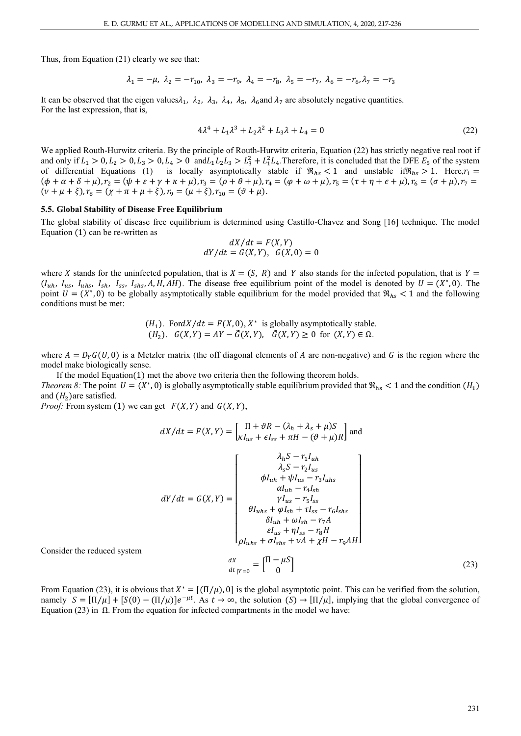Thus, from Equation (21) clearly we see that:

$$\lambda_1 = -\mu,\ \lambda_2 = -r_{10},\ \lambda_3 = -r_9,\ \lambda_4 = -r_8,\ \lambda_5 = -r_7,\ \lambda_6 = -r_6, \lambda_7 = -r_3$$

It can be observed that the eigen values $\lambda_1,\ \lambda_2,\ \lambda_3,\ \lambda_4,\ \lambda_5,\ \lambda_6$ and $\lambda_7$ are absolutely negative quantities.
For the last expression, that is,

$$4\lambda^4 + L_1\lambda^3 + L_2\lambda^2 + L_3\lambda + L_4 = 0 \tag{22}$$

We applied Routh-Hurwitz criteria. By the principle of Routh-Hurwitz criteria, Equation (22) has strictly negative real root if and only if $L_1 > 0, L_2 > 0, L_3 > 0, L_4 > 0$ and $L_1L_2L_3 > L_3^2 + L_1^2L_4$. Therefore, it is concluded that the DFE $E_5$ of the system of differential Equations (1) is locally asymptotically stable if $\Re_{hs} < 1$ and unstable if $\Re_{hs} > 1$. Here, $r_1 = (\phi + \alpha + \delta + \mu), r_2 = (\psi + \varepsilon + \gamma + \kappa + \mu), r_3 = (\rho + \theta + \mu), r_4 = (\varphi + \omega + \mu), r_5 = (\tau + \eta + \epsilon + \mu), r_6 = (\sigma + \mu), r_7 = (\nu + \mu + \xi), r_8 = (\chi + \pi + \mu + \xi), r_9 = (\mu + \xi), r_{10} = (\vartheta + \mu)$.

### 5.5. Global Stability of Disease Free Equilibrium

The global stability of disease free equilibrium is determined using Castillo-Chavez and Song [16] technique. The model Equation (1) can be re-written as

$$dX/dt = F(X,Y)$$
$$dY/dt = G(X,Y),\ \ G(X,0) = 0$$

where $X$ stands for the uninfected population, that is $X = (S,\ R)$ and $Y$ also stands for the infected population, that is $Y = (I_{uh},\ I_{us},\ I_{uhs},\ I_{sh},\ I_{ss},\ I_{shs}, A, H, AH)$. The disease free equilibrium point of the model is denoted by $U = (X^*, 0)$. The point $U = (X^*, 0)$ to be globally asymptotically stable equilibrium for the model provided that $\Re_{hs} < 1$ and the following conditions must be met:

$(H_1)$. For $dX/dt = F(X,0)$, $X^*$ is globally asymptotically stable.
$(H_2)$. $G(X,Y) = AY - \tilde{G}(X,Y),\ \ \tilde{G}(X,Y) \geq 0$ for $(X,Y) \in \Omega$.

where $A = D_Y G(U,0)$ is a Metzler matrix (the off diagonal elements of $A$ are non-negative) and $G$ is the region where the model make biologically sense.

If the model Equation(1) met the above two criteria then the following theorem holds.

*Theorem 8:* The point $U = (X^*, 0)$ is globally asymptotically stable equilibrium provided that $\Re_{hs} < 1$ and the condition $(H_1)$ and $(H_2)$ are satisfied.

*Proof:* From system (1) we can get $F(X,Y)$ and $G(X,Y)$,

$$dX/dt = F(X,Y) = \begin{bmatrix} \Pi + \vartheta R - (\lambda_h + \lambda_s + \mu)S \\ \kappa I_{us} + \epsilon I_{ss} + \pi H - (\vartheta + \mu)R \end{bmatrix} \text{ and}$$

$$dY/dt = G(X,Y) = \begin{bmatrix} \lambda_h S - r_1 I_{uh} \\ \lambda_s S - r_2 I_{us} \\ \phi I_{uh} + \psi I_{us} - r_3 I_{uhs} \\ \alpha I_{uh} - r_4 I_{sh} \\ \gamma I_{us} - r_5 I_{ss} \\ \theta I_{uhs} + \varphi I_{sh} + \tau I_{ss} - r_6 I_{shs} \\ \delta I_{uh} + \omega I_{sh} - r_7 A \\ \varepsilon I_{us} + \eta I_{ss} - r_8 H \\ \rho I_{uhs} + \sigma I_{shs} + \nu A + \chi H - r_9 AH \end{bmatrix}$$

Consider the reduced system

$$\frac{dX}{dt}_{|Y=0} = \begin{bmatrix} \Pi - \mu S \\ 0 \end{bmatrix} \tag{23}$$

From Equation (23), it is obvious that $X^* = [(\Pi/\mu), 0]$ is the global asymptotic point. This can be verified from the solution, namely $S = [\Pi/\mu] + [S(0) - (\Pi/\mu)]e^{-\mu t}$. As $t \to \infty$, the solution $(S) \to [\Pi/\mu]$, implying that the global convergence of Equation (23) in $\Omega$. From the equation for infected compartments in the model we have: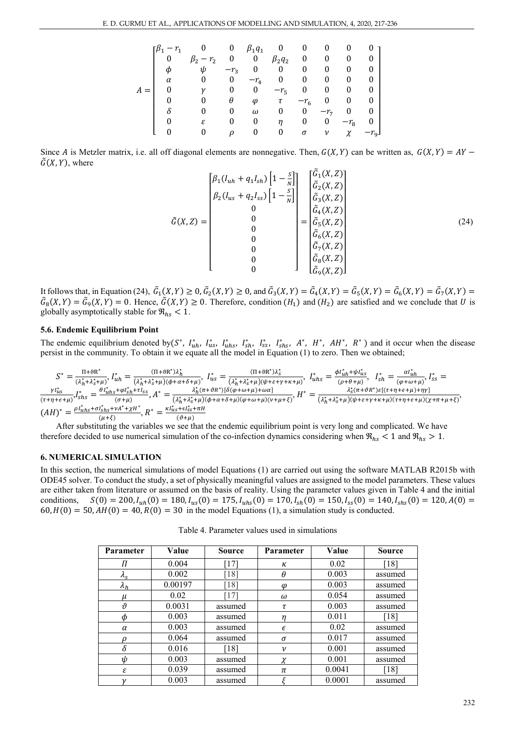$$A = \begin{bmatrix} \beta_1 - r_1 & 0 & 0 & \beta_1 q_1 & 0 & 0 & 0 & 0 & 0 \\ 0 & \beta_2 - r_2 & 0 & 0 & \beta_2 q_2 & 0 & 0 & 0 & 0 \\ \phi & \psi & -r_3 & 0 & 0 & 0 & 0 & 0 & 0 \\ \alpha & 0 & 0 & -r_4 & 0 & 0 & 0 & 0 & 0 \\ 0 & \gamma & 0 & 0 & -r_5 & 0 & 0 & 0 & 0 \\ 0 & 0 & \theta & \varphi & \tau & -r_6 & 0 & 0 & 0 \\ \delta & 0 & 0 & \omega & 0 & 0 & -r_7 & 0 & 0 \\ 0 & \varepsilon & 0 & 0 & \eta & 0 & 0 & -r_8 & 0 \\ 0 & 0 & \rho & 0 & 0 & \sigma & \nu & \chi & -r_9 \end{bmatrix}$$

Since $A$ is Metzler matrix, i.e. all off diagonal elements are nonnegative. Then, $G(X,Y)$ can be written as, $G(X,Y) = AY - \tilde{G}(X,Y)$, where

$$\tilde{G}(X,Z) = \begin{bmatrix} \beta_1 (I_{uh} + q_1 I_{sh}) \left[1 - \frac{S}{N}\right] \\ \beta_2 (I_{us} + q_2 I_{ss}) \left[1 - \frac{S}{N}\right] \\ 0 \\ 0 \\ 0 \\ 0 \\ 0 \\ 0 \\ 0 \end{bmatrix} = \begin{bmatrix} \tilde{G}_1(X,Z) \\ \tilde{G}_2(X,Z) \\ \tilde{G}_3(X,Z) \\ \tilde{G}_4(X,Z) \\ \tilde{G}_5(X,Z) \\ \tilde{G}_6(X,Z) \\ \tilde{G}_7(X,Z) \\ \tilde{G}_8(X,Z) \\ \tilde{G}_9(X,Z) \end{bmatrix} \tag{24}$$

It follows that, in Equation (24), $\tilde{G}_1(X,Y) \geq 0, \tilde{G}_2(X,Y) \geq 0$, and $\tilde{G}_3(X,Y) = \tilde{G}_4(X,Y) = \tilde{G}_5(X,Y) = \tilde{G}_6(X,Y) = \tilde{G}_7(X,Y) = \tilde{G}_8(X,Y) = \tilde{G}_9(X,Y) = 0$. Hence, $\tilde{G}(X,Y) \geq 0$. Therefore, condition $(H_1)$ and $(H_2)$ are satisfied and we conclude that $U$ is globally asymptotically stable for $\mathfrak{R}_{hs} < 1$.

### 5.6. Endemic Equilibrium Point

The endemic equilibrium denoted by($S^*$, $I_{uh}^*$, $I_{us}^*$, $I_{uhs}^*$, $I_{sh}^*$, $I_{ss}^*$, $I_{shs}^*$, $A^*$, $H^*$, $AH^*$, $R^*$) and it occur when the disease persist in the community. To obtain it we equate all the model in Equation (1) to zero. Then we obtained;

$$S^* = \frac{\Pi + \vartheta R^*}{(\lambda_h^* + \lambda_s^* + \mu)},\ I_{uh}^* = \frac{(\Pi + \vartheta R^*)\lambda_h^*}{(\lambda_h^* + \lambda_s^* + \mu)(\phi + \alpha + \delta + \mu)},\ I_{us}^* = \frac{(\Pi + \vartheta R^*)\lambda_s^*}{(\lambda_h^* + \lambda_s^* + \mu)(\psi + \varepsilon + \gamma + \kappa + \mu)},\ I_{uhs}^* = \frac{\phi I_{uh}^* + \psi I_{us}^*}{(\rho + \theta + \mu)},\ I_{sh}^* = \frac{\alpha I_{uh}^*}{(\varphi + \omega + \mu)}, I_{ss}^* = \frac{\gamma I_{us}^*}{(\tau + \eta + \epsilon + \mu)}, I_{shs}^* = \frac{\theta I_{uhs}^* + \varphi I_{sh}^* + \tau I_{ss}}{(\sigma + \mu)}, A^* = \frac{\lambda_h^*(\pi + \vartheta R^*)[\delta(\varphi + \omega + \mu) + \omega\alpha]}{(\lambda_h^* + \lambda_s^* + \mu)(\phi + \alpha + \delta + \mu)(\varphi + \omega + \mu)(\nu + \mu + \xi)}, H^* = \frac{\lambda_s^*(\pi + \vartheta R^*)\varepsilon[(\tau + \eta + \epsilon + \mu) + \eta\gamma]}{(\lambda_h^* + \lambda_s^* + \mu)(\psi + \varepsilon + \gamma + \kappa + \mu)(\tau + \eta + \epsilon + \mu)(\chi + \pi + \mu + \xi)},$$

$$(AH)^* = \frac{\rho I_{uhs}^* + \sigma I_{shs}^* + \nu A^* + \chi H^*}{(\mu + \xi)},\ R^* = \frac{\kappa I_{us}^* + \epsilon I_{ss}^* + \pi H}{(\vartheta + \mu)}$$

After substituting the variables we see that the endemic equilibrium point is very long and complicated. We have therefore decided to use numerical simulation of the co-infection dynamics considering when $\mathfrak{R}_{hs} < 1$ and $\mathfrak{R}_{hs} > 1$.

## 6. NUMERICAL SIMULATION

In this section, the numerical simulations of model Equations (1) are carried out using the software MATLAB R2015b with ODE45 solver. To conduct the study, a set of physically meaningful values are assigned to the model parameters. These values are either taken from literature or assumed on the basis of reality. Using the parameter values given in Table 4 and the initial conditions, $S(0) = 200, I_{uh}(0) = 180, I_{us}(0) = 175, I_{uhs}(0) = 170, I_{sh}(0) = 150, I_{ss}(0) = 140, I_{shs}(0) = 120, A(0) = 60, H(0) = 50, AH(0) = 40, R(0) = 30$ in the model Equations (1), a simulation study is conducted.

Table 4. Parameter values used in simulations

| Parameter | Value | Source | Parameter | Value | Source |
|---|---|---|---|---|---|
| $\Pi$ | 0.004 | [17] | $\kappa$ | 0.02 | [18] |
| $\lambda_s$ | 0.002 | [18] | $\theta$ | 0.003 | assumed |
| $\lambda_h$ | 0.00197 | [18] | $\varphi$ | 0.003 | assumed |
| $\mu$ | 0.02 | [17] | $\omega$ | 0.054 | assumed |
| $\vartheta$ | 0.0031 | assumed | $\tau$ | 0.003 | assumed |
| $\phi$ | 0.003 | assumed | $\eta$ | 0.011 | [18] |
| $\alpha$ | 0.003 | assumed | $\epsilon$ | 0.02 | assumed |
| $\rho$ | 0.064 | assumed | $\sigma$ | 0.017 | assumed |
| $\delta$ | 0.016 | [18] | $\nu$ | 0.001 | assumed |
| $\psi$ | 0.003 | assumed | $\chi$ | 0.001 | assumed |
| $\varepsilon$ | 0.039 | assumed | $\pi$ | 0.0041 | [18] |
| $\gamma$ | 0.003 | assumed | $\xi$ | 0.0001 | assumed |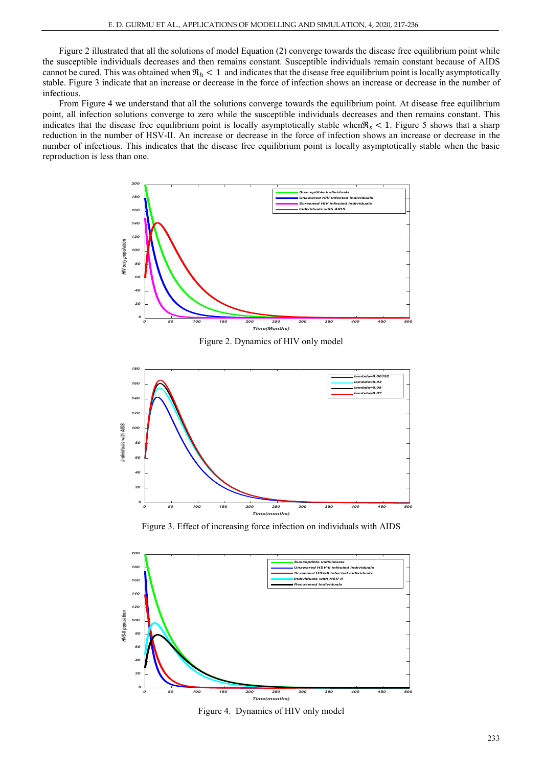Figure 2 illustrated that all the solutions of model Equation (2) converge towards the disease free equilibrium point while the susceptible individuals decreases and then remains constant. Susceptible individuals remain constant because of AIDS cannot be cured. This was obtained when $\Re_h < 1$ and indicates that the disease free equilibrium point is locally asymptotically stable. Figure 3 indicate that an increase or decrease in the force of infection shows an increase or decrease in the number of infectious.

From Figure 4 we understand that all the solutions converge towards the equilibrium point. At disease free equilibrium point, all infection solutions converge to zero while the susceptible individuals decreases and then remains constant. This indicates that the disease free equilibrium point is locally asymptotically stable when$\Re_s < 1$. Figure 5 shows that a sharp reduction in the number of HSV-II. An increase or decrease in the force of infection shows an increase or decrease in the number of infectious. This indicates that the disease free equilibrium point is locally asymptotically stable when the basic reproduction is less than one.

Figure 2. Dynamics of HIV only model

Figure 3. Effect of increasing force infection on individuals with AIDS

Figure 4. Dynamics of HIV only model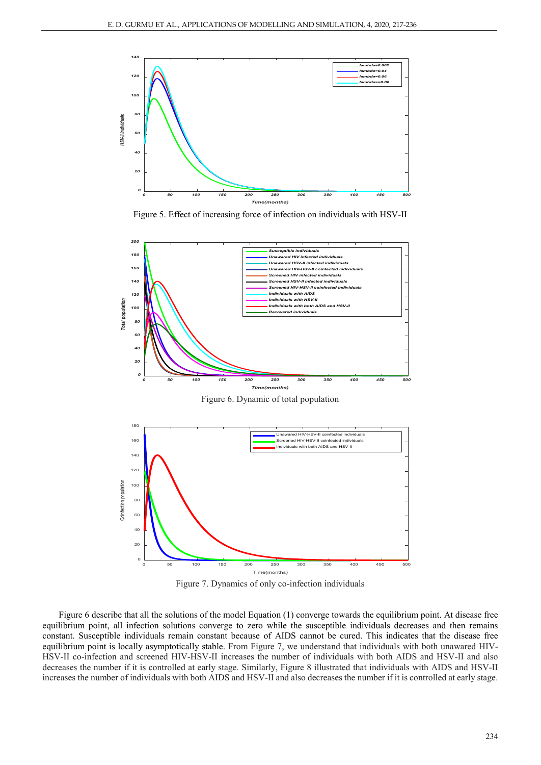Figure 5. Effect of increasing force of infection on individuals with HSV-II

Figure 6. Dynamic of total population

Figure 7. Dynamics of only co-infection individuals

Figure 6 describe that all the solutions of the model Equation (1) converge towards the equilibrium point. At disease free equilibrium point, all infection solutions converge to zero while the susceptible individuals decreases and then remains constant. Susceptible individuals remain constant because of AIDS cannot be cured. This indicates that the disease free equilibrium point is locally asymptotically stable. From Figure 7, we understand that individuals with both unawared HIV-HSV-II co-infection and screened HIV-HSV-II increases the number of individuals with both AIDS and HSV-II and also decreases the number if it is controlled at early stage. Similarly, Figure 8 illustrated that individuals with AIDS and HSV-II increases the number of individuals with both AIDS and HSV-II and also decreases the number if it is controlled at early stage.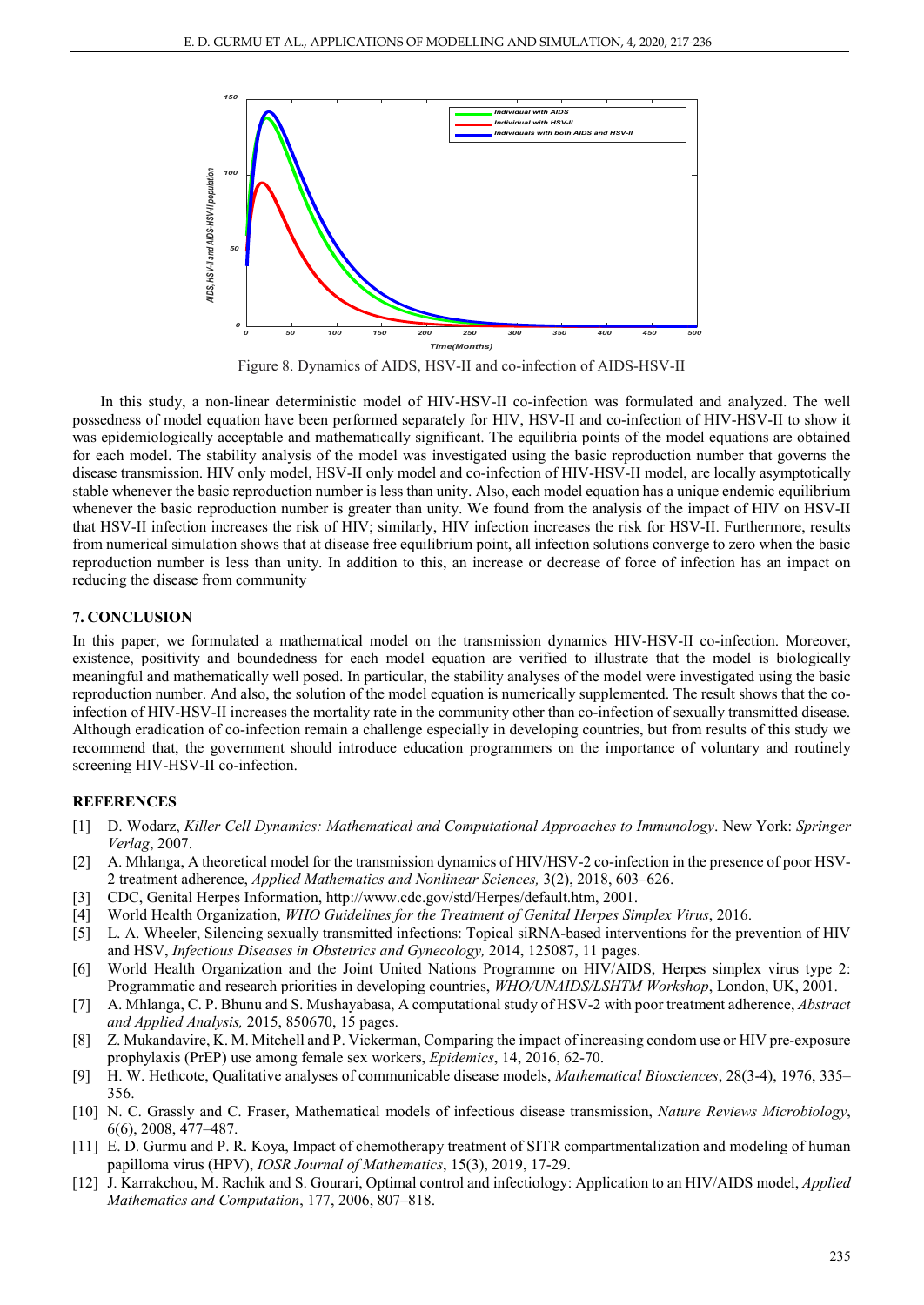Figure 8. Dynamics of AIDS, HSV-II and co-infection of AIDS-HSV-II

In this study, a non-linear deterministic model of HIV-HSV-II co-infection was formulated and analyzed. The well possedness of model equation have been performed separately for HIV, HSV-II and co-infection of HIV-HSV-II to show it was epidemiologically acceptable and mathematically significant. The equilibria points of the model equations are obtained for each model. The stability analysis of the model was investigated using the basic reproduction number that governs the disease transmission. HIV only model, HSV-II only model and co-infection of HIV-HSV-II model, are locally asymptotically stable whenever the basic reproduction number is less than unity. Also, each model equation has a unique endemic equilibrium whenever the basic reproduction number is greater than unity. We found from the analysis of the impact of HIV on HSV-II that HSV-II infection increases the risk of HIV; similarly, HIV infection increases the risk for HSV-II. Furthermore, results from numerical simulation shows that at disease free equilibrium point, all infection solutions converge to zero when the basic reproduction number is less than unity. In addition to this, an increase or decrease of force of infection has an impact on reducing the disease from community

## 7. CONCLUSION

In this paper, we formulated a mathematical model on the transmission dynamics HIV-HSV-II co-infection. Moreover, existence, positivity and boundedness for each model equation are verified to illustrate that the model is biologically meaningful and mathematically well posed. In particular, the stability analyses of the model were investigated using the basic reproduction number. And also, the solution of the model equation is numerically supplemented. The result shows that the co-infection of HIV-HSV-II increases the mortality rate in the community other than co-infection of sexually transmitted disease. Although eradication of co-infection remain a challenge especially in developing countries, but from results of this study we recommend that, the government should introduce education programmers on the importance of voluntary and routinely screening HIV-HSV-II co-infection.

## REFERENCES

[1] D. Wodarz, *Killer Cell Dynamics: Mathematical and Computational Approaches to Immunology*. New York: *Springer Verlag*, 2007.

[2] A. Mhlanga, A theoretical model for the transmission dynamics of HIV/HSV-2 co-infection in the presence of poor HSV-2 treatment adherence, *Applied Mathematics and Nonlinear Sciences,* 3(2), 2018, 603–626.

[3] CDC, Genital Herpes Information, http://www.cdc.gov/std/Herpes/default.htm, 2001.

[4] World Health Organization, *WHO Guidelines for the Treatment of Genital Herpes Simplex Virus*, 2016.

[5] L. A. Wheeler, Silencing sexually transmitted infections: Topical siRNA-based interventions for the prevention of HIV and HSV, *Infectious Diseases in Obstetrics and Gynecology,* 2014, 125087, 11 pages.

[6] World Health Organization and the Joint United Nations Programme on HIV/AIDS, Herpes simplex virus type 2: Programmatic and research priorities in developing countries, *WHO/UNAIDS/LSHTM Workshop*, London, UK, 2001.

[7] A. Mhlanga, C. P. Bhunu and S. Mushayabasa, A computational study of HSV-2 with poor treatment adherence, *Abstract and Applied Analysis,* 2015, 850670, 15 pages.

[8] Z. Mukandavire, K. M. Mitchell and P. Vickerman, Comparing the impact of increasing condom use or HIV pre-exposure prophylaxis (PrEP) use among female sex workers, *Epidemics*, 14, 2016, 62-70.

[9] H. W. Hethcote, Qualitative analyses of communicable disease models, *Mathematical Biosciences*, 28(3-4), 1976, 335–356.

[10] N. C. Grassly and C. Fraser, Mathematical models of infectious disease transmission, *Nature Reviews Microbiology*, 6(6), 2008, 477–487.

[11] E. D. Gurmu and P. R. Koya, Impact of chemotherapy treatment of SITR compartmentalization and modeling of human papilloma virus (HPV), *IOSR Journal of Mathematics*, 15(3), 2019, 17-29.

[12] J. Karrakchou, M. Rachik and S. Gourari, Optimal control and infectiology: Application to an HIV/AIDS model, *Applied Mathematics and Computation*, 177, 2006, 807–818.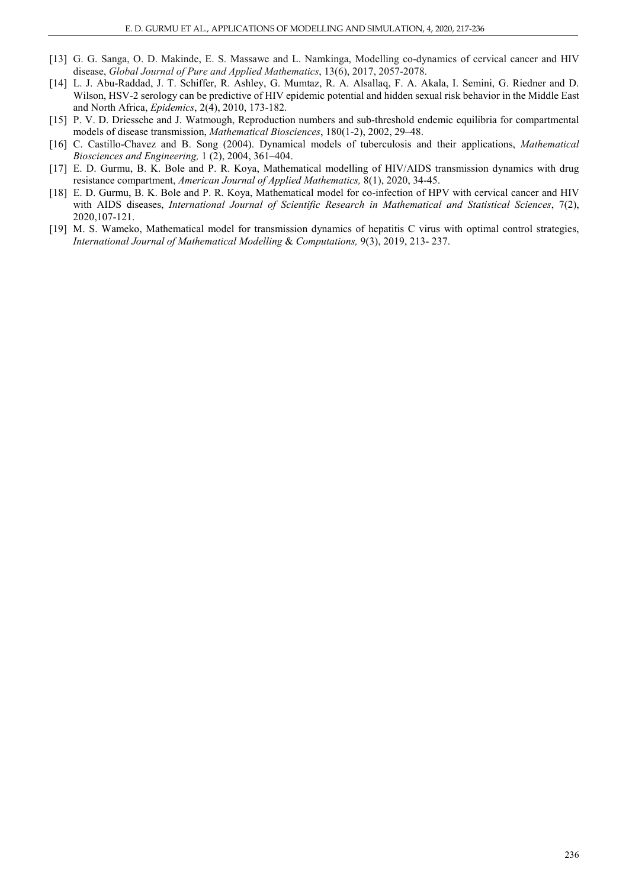[13] G. G. Sanga, O. D. Makinde, E. S. Massawe and L. Namkinga, Modelling co-dynamics of cervical cancer and HIV disease, *Global Journal of Pure and Applied Mathematics*, 13(6), 2017, 2057-2078.

[14] L. J. Abu-Raddad, J. T. Schiffer, R. Ashley, G. Mumtaz, R. A. Alsallaq, F. A. Akala, I. Semini, G. Riedner and D. Wilson, HSV-2 serology can be predictive of HIV epidemic potential and hidden sexual risk behavior in the Middle East and North Africa, *Epidemics*, 2(4), 2010, 173-182.

[15] P. V. D. Driessche and J. Watmough, Reproduction numbers and sub-threshold endemic equilibria for compartmental models of disease transmission, *Mathematical Biosciences*, 180(1-2), 2002, 29–48.

[16] C. Castillo-Chavez and B. Song (2004). Dynamical models of tuberculosis and their applications, *Mathematical Biosciences and Engineering,* 1 (2), 2004, 361–404.

[17] E. D. Gurmu, B. K. Bole and P. R. Koya, Mathematical modelling of HIV/AIDS transmission dynamics with drug resistance compartment, *American Journal of Applied Mathematics,* 8(1), 2020, 34-45.

[18] E. D. Gurmu, B. K. Bole and P. R. Koya, Mathematical model for co-infection of HPV with cervical cancer and HIV with AIDS diseases, *International Journal of Scientific Research in Mathematical and Statistical Sciences*, 7(2), 2020,107-121.

[19] M. S. Wameko, Mathematical model for transmission dynamics of hepatitis C virus with optimal control strategies, *International Journal of Mathematical Modelling* & *Computations,* 9(3), 2019, 213- 237.